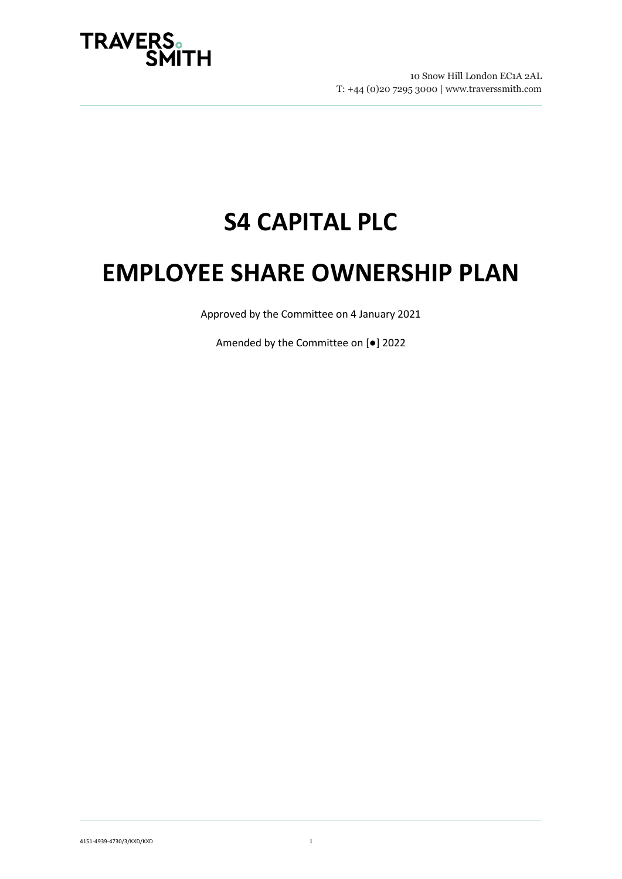TRAVERS SMITH

10 Snow Hill London EC1A 2AL
T: +44 (0)20 7295 3000 | www.traverssmith.com

# S4 CAPITAL PLC

# EMPLOYEE SHARE OWNERSHIP PLAN

Approved by the Committee on 4 January 2021

Amended by the Committee on [●] 2022

4151-4939-4730/3/KXD/KXD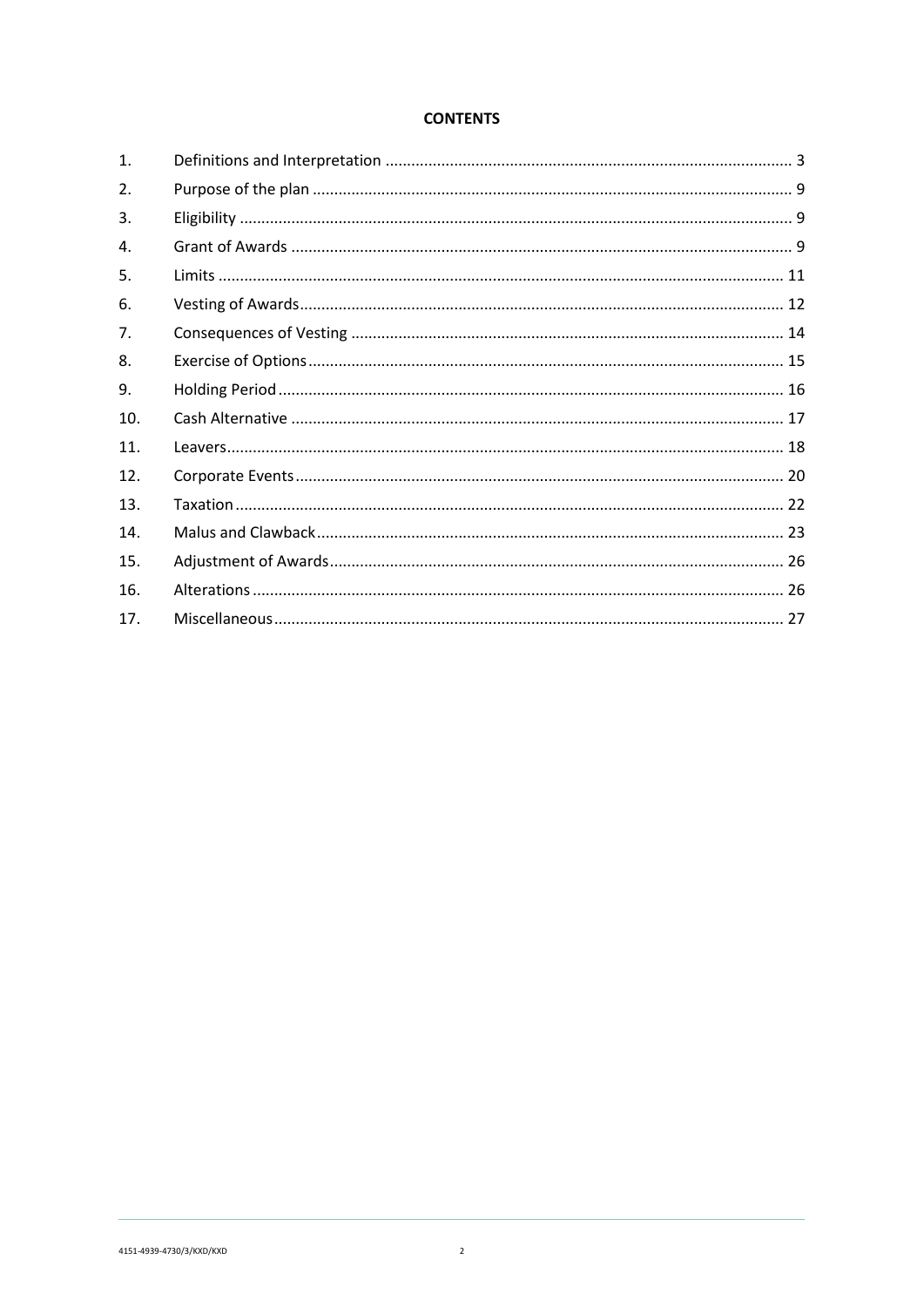**CONTENTS**

| | | |
|---|---|---|
| 1. | Definitions and Interpretation | 3 |
| 2. | Purpose of the plan | 9 |
| 3. | Eligibility | 9 |
| 4. | Grant of Awards | 9 |
| 5. | Limits | 11 |
| 6. | Vesting of Awards | 12 |
| 7. | Consequences of Vesting | 14 |
| 8. | Exercise of Options | 15 |
| 9. | Holding Period | 16 |
| 10. | Cash Alternative | 17 |
| 11. | Leavers | 18 |
| 12. | Corporate Events | 20 |
| 13. | Taxation | 22 |
| 14. | Malus and Clawback | 23 |
| 15. | Adjustment of Awards | 26 |
| 16. | Alterations | 26 |
| 17. | Miscellaneous | 27 |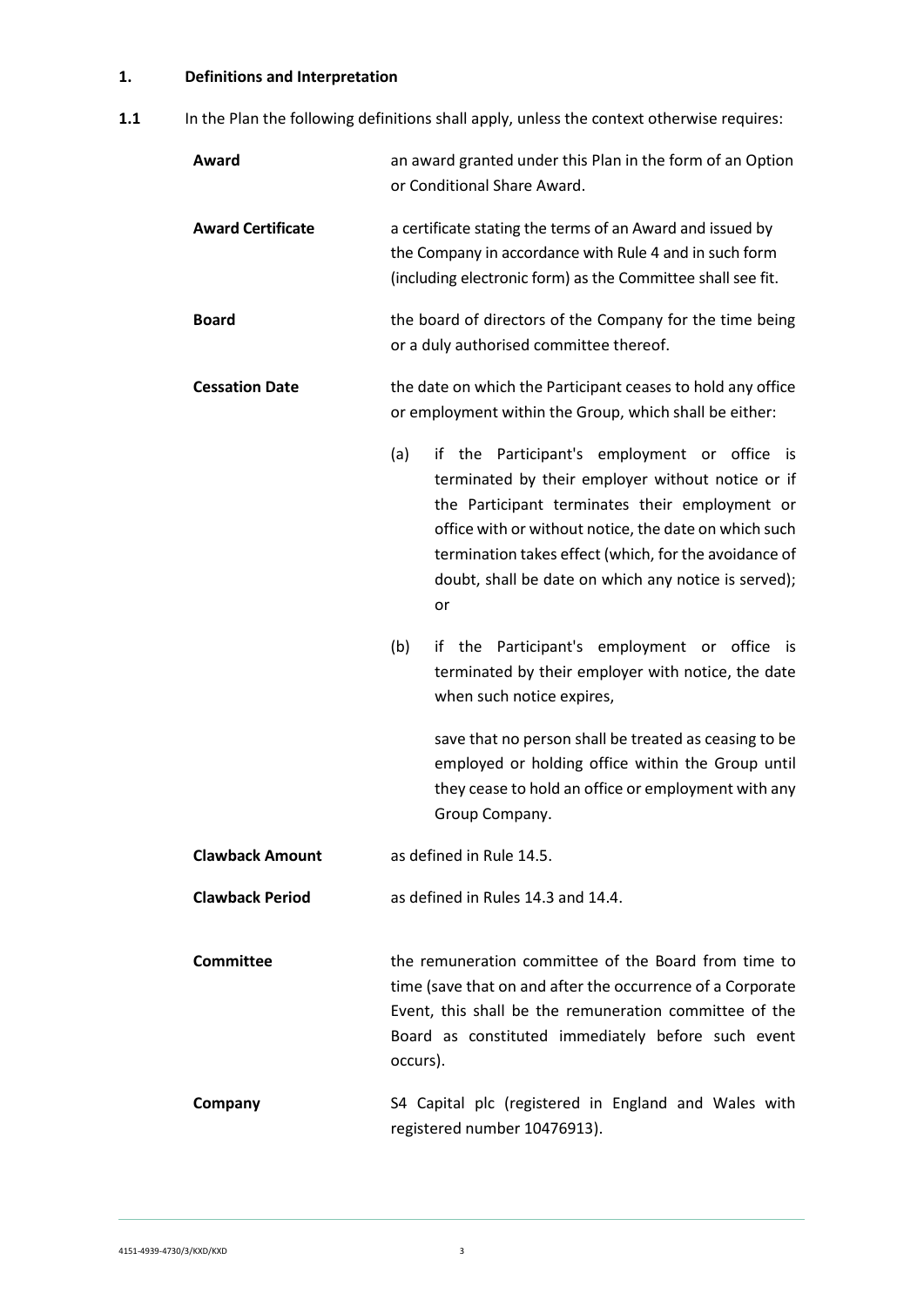## 1. Definitions and Interpretation

**1.1** In the Plan the following definitions shall apply, unless the context otherwise requires:

**Award** an award granted under this Plan in the form of an Option or Conditional Share Award.

**Award Certificate** a certificate stating the terms of an Award and issued by the Company in accordance with Rule 4 and in such form (including electronic form) as the Committee shall see fit.

**Board** the board of directors of the Company for the time being or a duly authorised committee thereof.

**Cessation Date** the date on which the Participant ceases to hold any office or employment within the Group, which shall be either:

(a) if the Participant's employment or office is terminated by their employer without notice or if the Participant terminates their employment or office with or without notice, the date on which such termination takes effect (which, for the avoidance of doubt, shall be date on which any notice is served); or

(b) if the Participant's employment or office is terminated by their employer with notice, the date when such notice expires,

save that no person shall be treated as ceasing to be employed or holding office within the Group until they cease to hold an office or employment with any Group Company.

**Clawback Amount** as defined in Rule 14.5.

**Clawback Period** as defined in Rules 14.3 and 14.4.

**Committee** the remuneration committee of the Board from time to time (save that on and after the occurrence of a Corporate Event, this shall be the remuneration committee of the Board as constituted immediately before such event occurs).

**Company** S4 Capital plc (registered in England and Wales with registered number 10476913).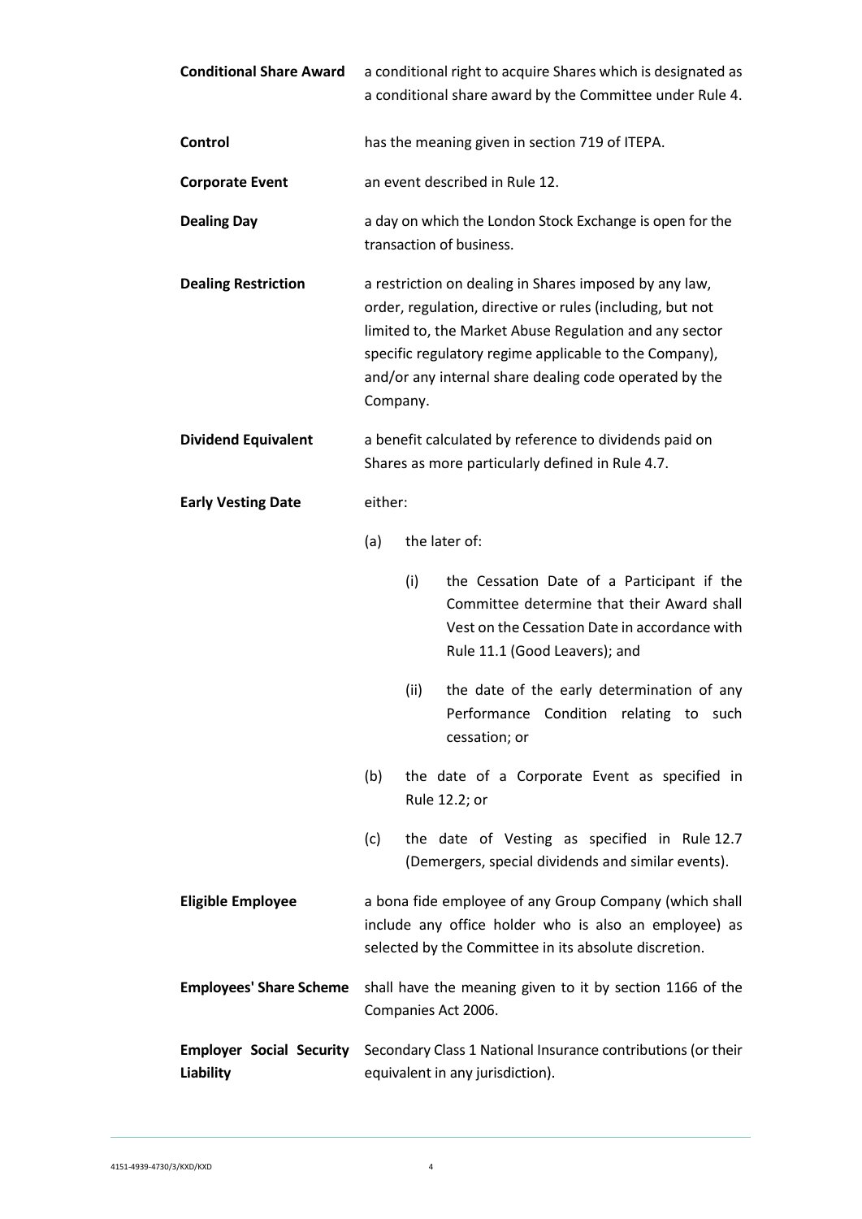**Conditional Share Award** a conditional right to acquire Shares which is designated as a conditional share award by the Committee under Rule 4.

**Control** has the meaning given in section 719 of ITEPA.

**Corporate Event** an event described in Rule 12.

**Dealing Day** a day on which the London Stock Exchange is open for the transaction of business.

**Dealing Restriction** a restriction on dealing in Shares imposed by any law, order, regulation, directive or rules (including, but not limited to, the Market Abuse Regulation and any sector specific regulatory regime applicable to the Company), and/or any internal share dealing code operated by the Company.

**Dividend Equivalent** a benefit calculated by reference to dividends paid on Shares as more particularly defined in Rule 4.7.

**Early Vesting Date** either:

(a) the later of:

(i) the Cessation Date of a Participant if the Committee determine that their Award shall Vest on the Cessation Date in accordance with Rule 11.1 (Good Leavers); and

(ii) the date of the early determination of any Performance Condition relating to such cessation; or

(b) the date of a Corporate Event as specified in Rule 12.2; or

(c) the date of Vesting as specified in Rule 12.7 (Demergers, special dividends and similar events).

**Eligible Employee** a bona fide employee of any Group Company (which shall include any office holder who is also an employee) as selected by the Committee in its absolute discretion.

**Employees' Share Scheme** shall have the meaning given to it by section 1166 of the Companies Act 2006.

**Employer Social Security Liability** Secondary Class 1 National Insurance contributions (or their equivalent in any jurisdiction).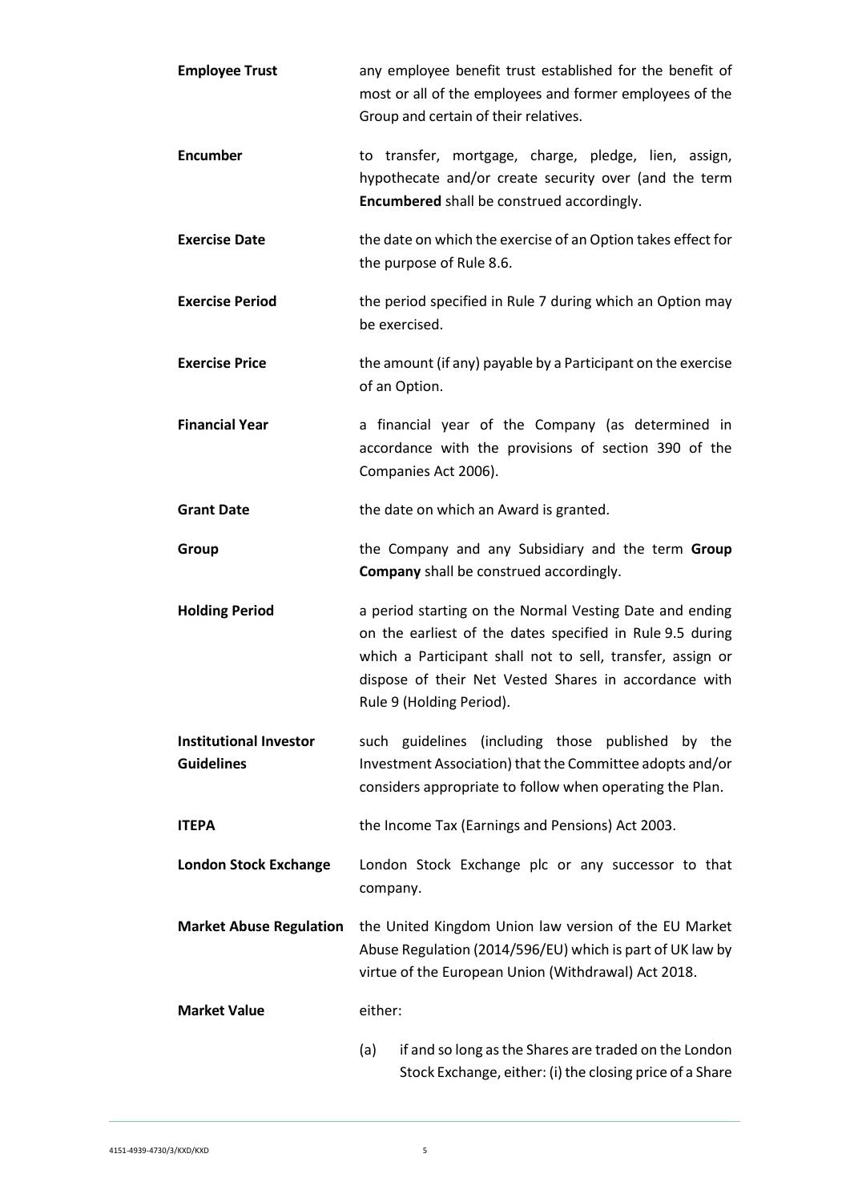**Employee Trust** any employee benefit trust established for the benefit of most or all of the employees and former employees of the Group and certain of their relatives.

**Encumber** to transfer, mortgage, charge, pledge, lien, assign, hypothecate and/or create security over (and the term **Encumbered** shall be construed accordingly.

**Exercise Date** the date on which the exercise of an Option takes effect for the purpose of Rule 8.6.

**Exercise Period** the period specified in Rule 7 during which an Option may be exercised.

**Exercise Price** the amount (if any) payable by a Participant on the exercise of an Option.

**Financial Year** a financial year of the Company (as determined in accordance with the provisions of section 390 of the Companies Act 2006).

**Grant Date** the date on which an Award is granted.

**Group** the Company and any Subsidiary and the term **Group Company** shall be construed accordingly.

**Holding Period** a period starting on the Normal Vesting Date and ending on the earliest of the dates specified in Rule 9.5 during which a Participant shall not to sell, transfer, assign or dispose of their Net Vested Shares in accordance with Rule 9 (Holding Period).

**Institutional Investor Guidelines** such guidelines (including those published by the Investment Association) that the Committee adopts and/or considers appropriate to follow when operating the Plan.

**ITEPA** the Income Tax (Earnings and Pensions) Act 2003.

**London Stock Exchange** London Stock Exchange plc or any successor to that company.

**Market Abuse Regulation** the United Kingdom Union law version of the EU Market Abuse Regulation (2014/596/EU) which is part of UK law by virtue of the European Union (Withdrawal) Act 2018.

**Market Value** either:

(a) if and so long as the Shares are traded on the London Stock Exchange, either: (i) the closing price of a Share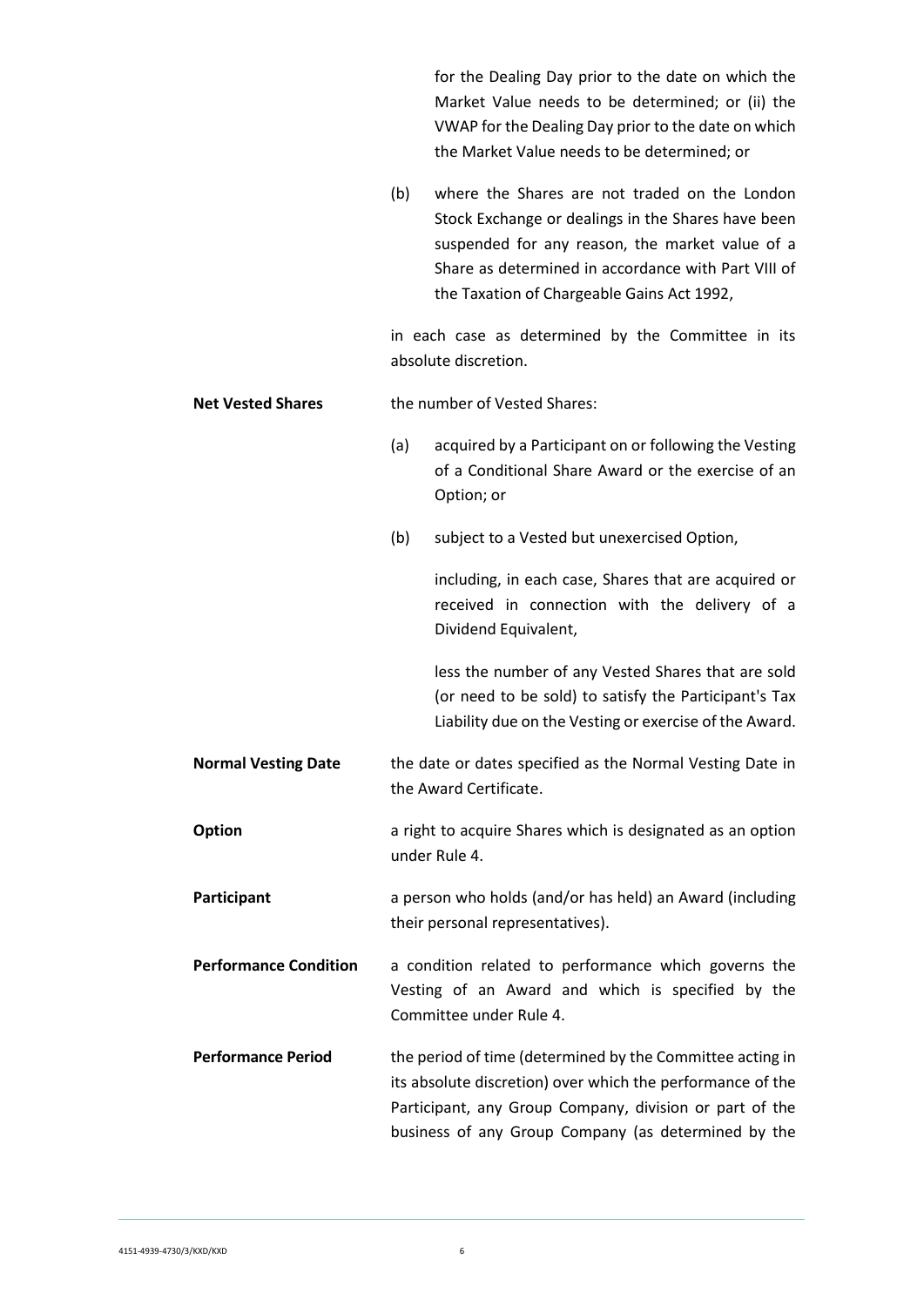for the Dealing Day prior to the date on which the Market Value needs to be determined; or (ii) the VWAP for the Dealing Day prior to the date on which the Market Value needs to be determined; or

(b) where the Shares are not traded on the London Stock Exchange or dealings in the Shares have been suspended for any reason, the market value of a Share as determined in accordance with Part VIII of the Taxation of Chargeable Gains Act 1992,

in each case as determined by the Committee in its absolute discretion.

**Net Vested Shares** the number of Vested Shares:

(a) acquired by a Participant on or following the Vesting of a Conditional Share Award or the exercise of an Option; or

(b) subject to a Vested but unexercised Option,

including, in each case, Shares that are acquired or received in connection with the delivery of a Dividend Equivalent,

less the number of any Vested Shares that are sold (or need to be sold) to satisfy the Participant's Tax Liability due on the Vesting or exercise of the Award.

**Normal Vesting Date** the date or dates specified as the Normal Vesting Date in the Award Certificate.

**Option** a right to acquire Shares which is designated as an option under Rule 4.

**Participant** a person who holds (and/or has held) an Award (including their personal representatives).

**Performance Condition** a condition related to performance which governs the Vesting of an Award and which is specified by the Committee under Rule 4.

**Performance Period** the period of time (determined by the Committee acting in its absolute discretion) over which the performance of the Participant, any Group Company, division or part of the business of any Group Company (as determined by the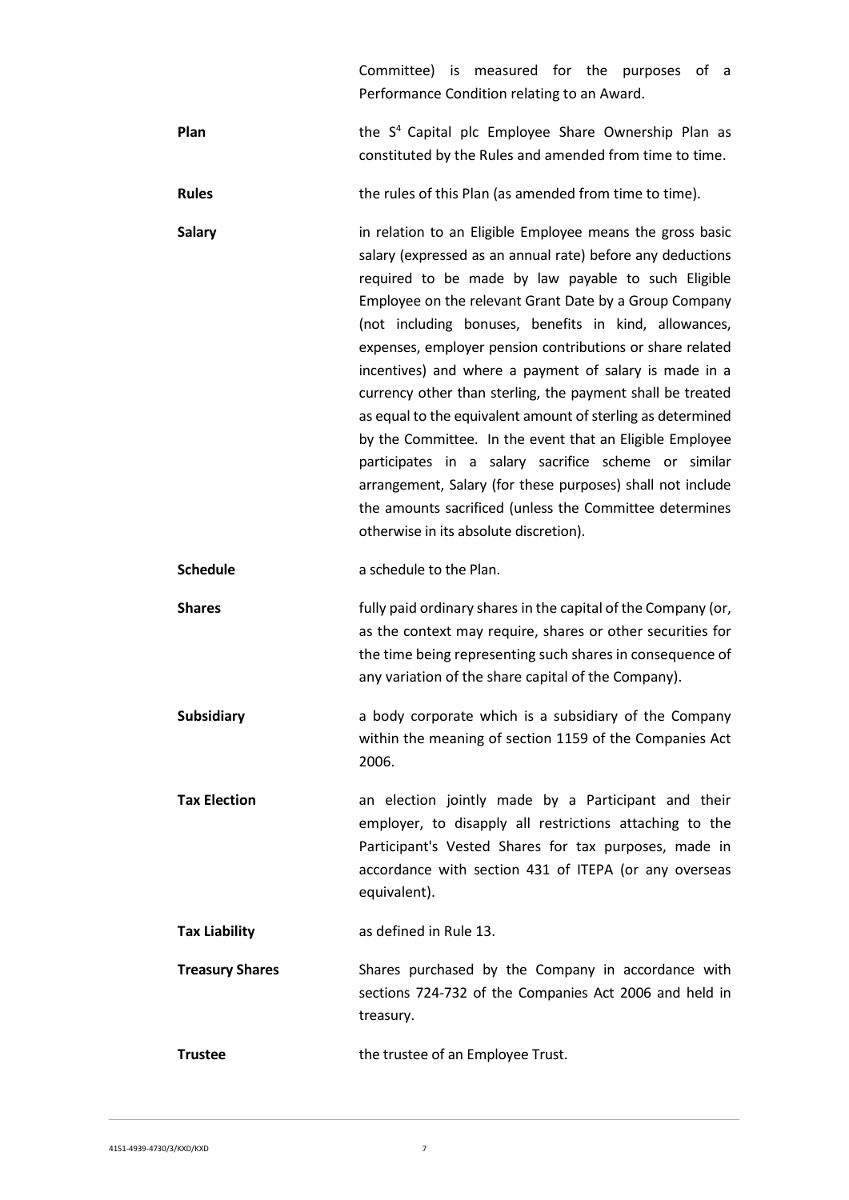Committee) is measured for the purposes of a Performance Condition relating to an Award.

**Plan** the $S^4$ Capital plc Employee Share Ownership Plan as constituted by the Rules and amended from time to time.

**Rules** the rules of this Plan (as amended from time to time).

**Salary** in relation to an Eligible Employee means the gross basic salary (expressed as an annual rate) before any deductions required to be made by law payable to such Eligible Employee on the relevant Grant Date by a Group Company (not including bonuses, benefits in kind, allowances, expenses, employer pension contributions or share related incentives) and where a payment of salary is made in a currency other than sterling, the payment shall be treated as equal to the equivalent amount of sterling as determined by the Committee. In the event that an Eligible Employee participates in a salary sacrifice scheme or similar arrangement, Salary (for these purposes) shall not include the amounts sacrificed (unless the Committee determines otherwise in its absolute discretion).

**Schedule** a schedule to the Plan.

**Shares** fully paid ordinary shares in the capital of the Company (or, as the context may require, shares or other securities for the time being representing such shares in consequence of any variation of the share capital of the Company).

**Subsidiary** a body corporate which is a subsidiary of the Company within the meaning of section 1159 of the Companies Act 2006.

**Tax Election** an election jointly made by a Participant and their employer, to disapply all restrictions attaching to the Participant's Vested Shares for tax purposes, made in accordance with section 431 of ITEPA (or any overseas equivalent).

**Tax Liability** as defined in Rule 13.

**Treasury Shares** Shares purchased by the Company in accordance with sections 724-732 of the Companies Act 2006 and held in treasury.

**Trustee** the trustee of an Employee Trust.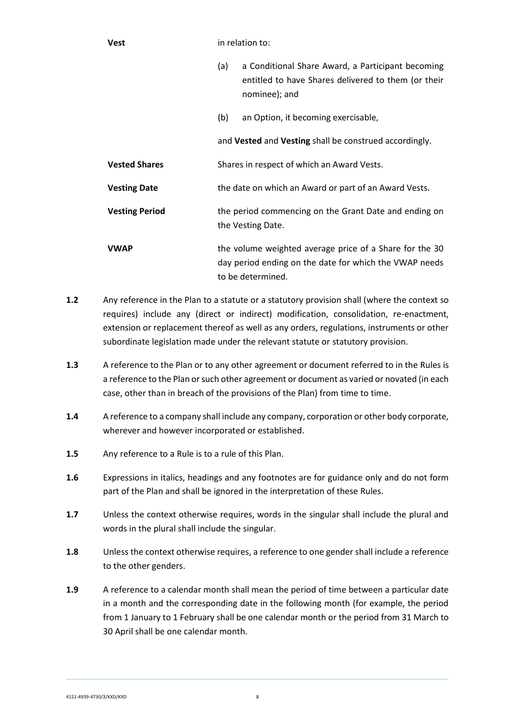| | |
|---|---|
| **Vest** | in relation to:<br><br>(a) a Conditional Share Award, a Participant becoming entitled to have Shares delivered to them (or their nominee); and<br><br>(b) an Option, it becoming exercisable,<br><br>and **Vested** and **Vesting** shall be construed accordingly. |
| **Vested Shares** | Shares in respect of which an Award Vests. |
| **Vesting Date** | the date on which an Award or part of an Award Vests. |
| **Vesting Period** | the period commencing on the Grant Date and ending on the Vesting Date. |
| **VWAP** | the volume weighted average price of a Share for the 30 day period ending on the date for which the VWAP needs to be determined. |

**1.2** Any reference in the Plan to a statute or a statutory provision shall (where the context so requires) include any (direct or indirect) modification, consolidation, re-enactment, extension or replacement thereof as well as any orders, regulations, instruments or other subordinate legislation made under the relevant statute or statutory provision.

**1.3** A reference to the Plan or to any other agreement or document referred to in the Rules is a reference to the Plan or such other agreement or document as varied or novated (in each case, other than in breach of the provisions of the Plan) from time to time.

**1.4** A reference to a company shall include any company, corporation or other body corporate, wherever and however incorporated or established.

**1.5** Any reference to a Rule is to a rule of this Plan.

**1.6** Expressions in italics, headings and any footnotes are for guidance only and do not form part of the Plan and shall be ignored in the interpretation of these Rules.

**1.7** Unless the context otherwise requires, words in the singular shall include the plural and words in the plural shall include the singular.

**1.8** Unless the context otherwise requires, a reference to one gender shall include a reference to the other genders.

**1.9** A reference to a calendar month shall mean the period of time between a particular date in a month and the corresponding date in the following month (for example, the period from 1 January to 1 February shall be one calendar month or the period from 31 March to 30 April shall be one calendar month.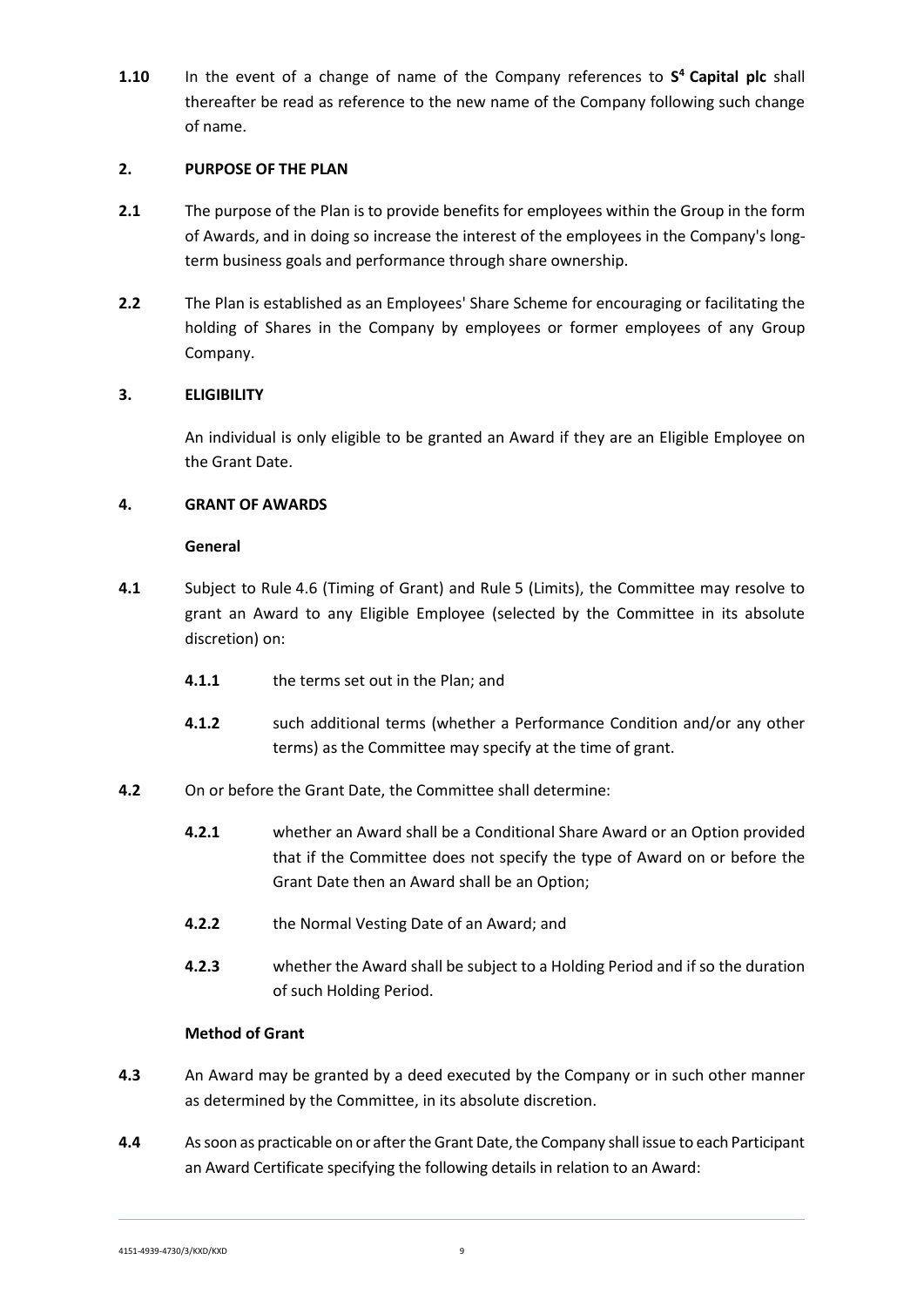**1.10** In the event of a change of name of the Company references to **S$^4$ Capital plc** shall thereafter be read as reference to the new name of the Company following such change of name.

## 2. PURPOSE OF THE PLAN

**2.1** The purpose of the Plan is to provide benefits for employees within the Group in the form of Awards, and in doing so increase the interest of the employees in the Company's long-term business goals and performance through share ownership.

**2.2** The Plan is established as an Employees' Share Scheme for encouraging or facilitating the holding of Shares in the Company by employees or former employees of any Group Company.

## 3. ELIGIBILITY

An individual is only eligible to be granted an Award if they are an Eligible Employee on the Grant Date.

## 4. GRANT OF AWARDS

### General

**4.1** Subject to Rule 4.6 (Timing of Grant) and Rule 5 (Limits), the Committee may resolve to grant an Award to any Eligible Employee (selected by the Committee in its absolute discretion) on:

**4.1.1** the terms set out in the Plan; and

**4.1.2** such additional terms (whether a Performance Condition and/or any other terms) as the Committee may specify at the time of grant.

**4.2** On or before the Grant Date, the Committee shall determine:

**4.2.1** whether an Award shall be a Conditional Share Award or an Option provided that if the Committee does not specify the type of Award on or before the Grant Date then an Award shall be an Option;

**4.2.2** the Normal Vesting Date of an Award; and

**4.2.3** whether the Award shall be subject to a Holding Period and if so the duration of such Holding Period.

### Method of Grant

**4.3** An Award may be granted by a deed executed by the Company or in such other manner as determined by the Committee, in its absolute discretion.

**4.4** As soon as practicable on or after the Grant Date, the Company shall issue to each Participant an Award Certificate specifying the following details in relation to an Award: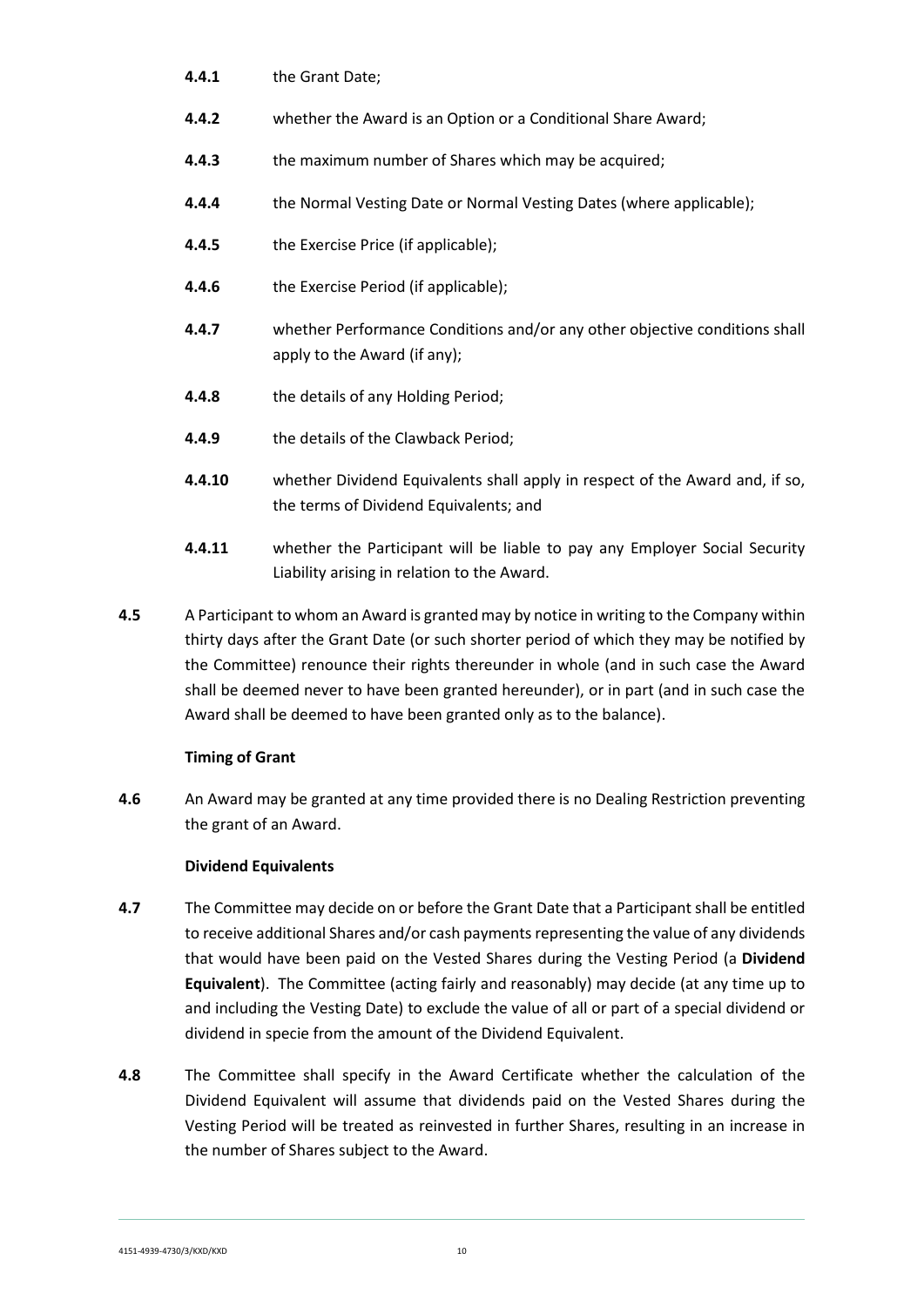**4.4.1** the Grant Date;

**4.4.2** whether the Award is an Option or a Conditional Share Award;

**4.4.3** the maximum number of Shares which may be acquired;

**4.4.4** the Normal Vesting Date or Normal Vesting Dates (where applicable);

**4.4.5** the Exercise Price (if applicable);

**4.4.6** the Exercise Period (if applicable);

**4.4.7** whether Performance Conditions and/or any other objective conditions shall apply to the Award (if any);

**4.4.8** the details of any Holding Period;

**4.4.9** the details of the Clawback Period;

**4.4.10** whether Dividend Equivalents shall apply in respect of the Award and, if so, the terms of Dividend Equivalents; and

**4.4.11** whether the Participant will be liable to pay any Employer Social Security Liability arising in relation to the Award.

**4.5** A Participant to whom an Award is granted may by notice in writing to the Company within thirty days after the Grant Date (or such shorter period of which they may be notified by the Committee) renounce their rights thereunder in whole (and in such case the Award shall be deemed never to have been granted hereunder), or in part (and in such case the Award shall be deemed to have been granted only as to the balance).

**Timing of Grant**

**4.6** An Award may be granted at any time provided there is no Dealing Restriction preventing the grant of an Award.

**Dividend Equivalents**

**4.7** The Committee may decide on or before the Grant Date that a Participant shall be entitled to receive additional Shares and/or cash payments representing the value of any dividends that would have been paid on the Vested Shares during the Vesting Period (a **Dividend Equivalent**). The Committee (acting fairly and reasonably) may decide (at any time up to and including the Vesting Date) to exclude the value of all or part of a special dividend or dividend in specie from the amount of the Dividend Equivalent.

**4.8** The Committee shall specify in the Award Certificate whether the calculation of the Dividend Equivalent will assume that dividends paid on the Vested Shares during the Vesting Period will be treated as reinvested in further Shares, resulting in an increase in the number of Shares subject to the Award.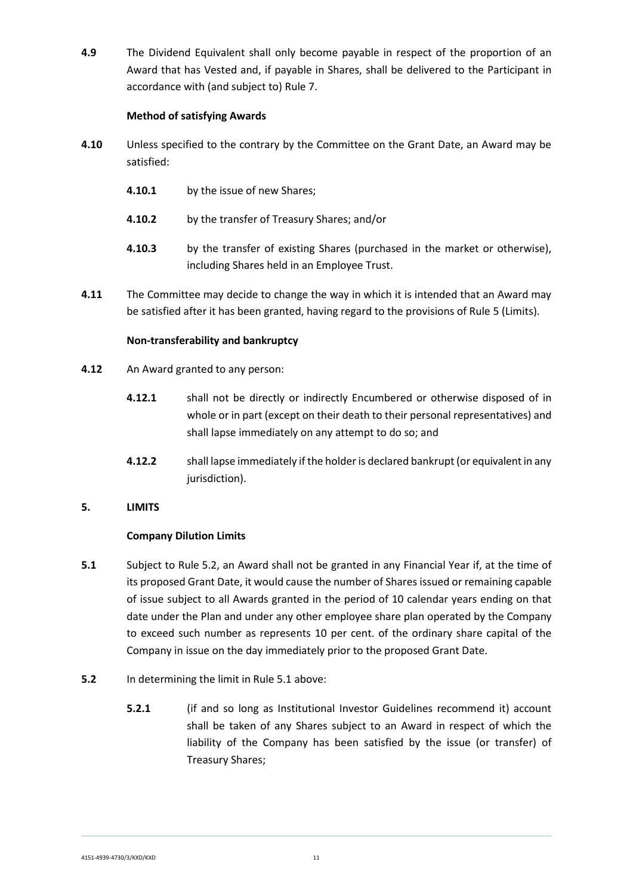**4.9** The Dividend Equivalent shall only become payable in respect of the proportion of an Award that has Vested and, if payable in Shares, shall be delivered to the Participant in accordance with (and subject to) Rule 7.

**Method of satisfying Awards**

**4.10** Unless specified to the contrary by the Committee on the Grant Date, an Award may be satisfied:

**4.10.1** by the issue of new Shares;

**4.10.2** by the transfer of Treasury Shares; and/or

**4.10.3** by the transfer of existing Shares (purchased in the market or otherwise), including Shares held in an Employee Trust.

**4.11** The Committee may decide to change the way in which it is intended that an Award may be satisfied after it has been granted, having regard to the provisions of Rule 5 (Limits).

**Non-transferability and bankruptcy**

**4.12** An Award granted to any person:

**4.12.1** shall not be directly or indirectly Encumbered or otherwise disposed of in whole or in part (except on their death to their personal representatives) and shall lapse immediately on any attempt to do so; and

**4.12.2** shall lapse immediately if the holder is declared bankrupt (or equivalent in any jurisdiction).

**5. LIMITS**

**Company Dilution Limits**

**5.1** Subject to Rule 5.2, an Award shall not be granted in any Financial Year if, at the time of its proposed Grant Date, it would cause the number of Shares issued or remaining capable of issue subject to all Awards granted in the period of 10 calendar years ending on that date under the Plan and under any other employee share plan operated by the Company to exceed such number as represents 10 per cent. of the ordinary share capital of the Company in issue on the day immediately prior to the proposed Grant Date.

**5.2** In determining the limit in Rule 5.1 above:

**5.2.1** (if and so long as Institutional Investor Guidelines recommend it) account shall be taken of any Shares subject to an Award in respect of which the liability of the Company has been satisfied by the issue (or transfer) of Treasury Shares;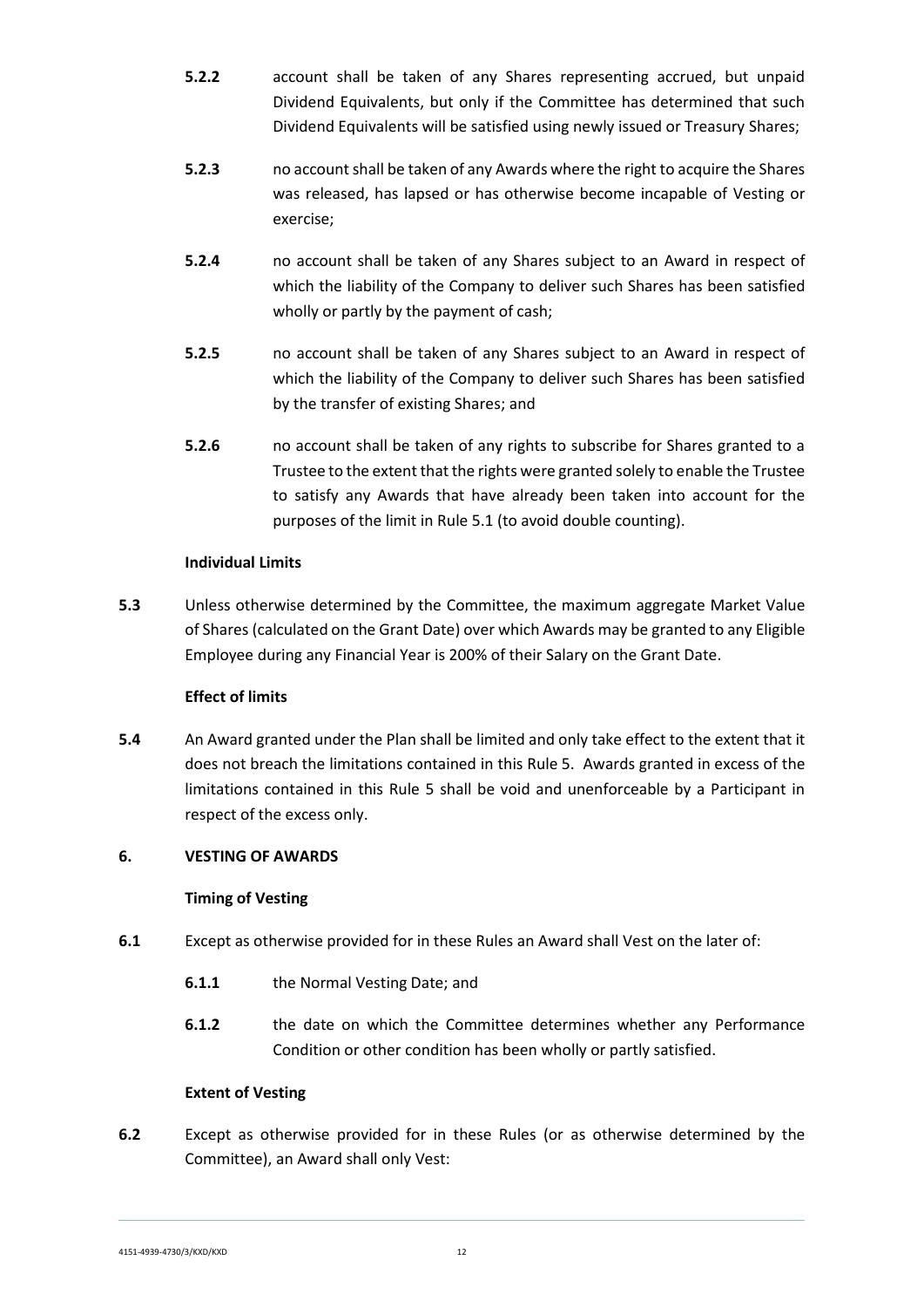**5.2.2** account shall be taken of any Shares representing accrued, but unpaid Dividend Equivalents, but only if the Committee has determined that such Dividend Equivalents will be satisfied using newly issued or Treasury Shares;

**5.2.3** no account shall be taken of any Awards where the right to acquire the Shares was released, has lapsed or has otherwise become incapable of Vesting or exercise;

**5.2.4** no account shall be taken of any Shares subject to an Award in respect of which the liability of the Company to deliver such Shares has been satisfied wholly or partly by the payment of cash;

**5.2.5** no account shall be taken of any Shares subject to an Award in respect of which the liability of the Company to deliver such Shares has been satisfied by the transfer of existing Shares; and

**5.2.6** no account shall be taken of any rights to subscribe for Shares granted to a Trustee to the extent that the rights were granted solely to enable the Trustee to satisfy any Awards that have already been taken into account for the purposes of the limit in Rule 5.1 (to avoid double counting).

**Individual Limits**

**5.3** Unless otherwise determined by the Committee, the maximum aggregate Market Value of Shares (calculated on the Grant Date) over which Awards may be granted to any Eligible Employee during any Financial Year is 200% of their Salary on the Grant Date.

**Effect of limits**

**5.4** An Award granted under the Plan shall be limited and only take effect to the extent that it does not breach the limitations contained in this Rule 5. Awards granted in excess of the limitations contained in this Rule 5 shall be void and unenforceable by a Participant in respect of the excess only.

## 6. VESTING OF AWARDS

**Timing of Vesting**

**6.1** Except as otherwise provided for in these Rules an Award shall Vest on the later of:

**6.1.1** the Normal Vesting Date; and

**6.1.2** the date on which the Committee determines whether any Performance Condition or other condition has been wholly or partly satisfied.

**Extent of Vesting**

**6.2** Except as otherwise provided for in these Rules (or as otherwise determined by the Committee), an Award shall only Vest: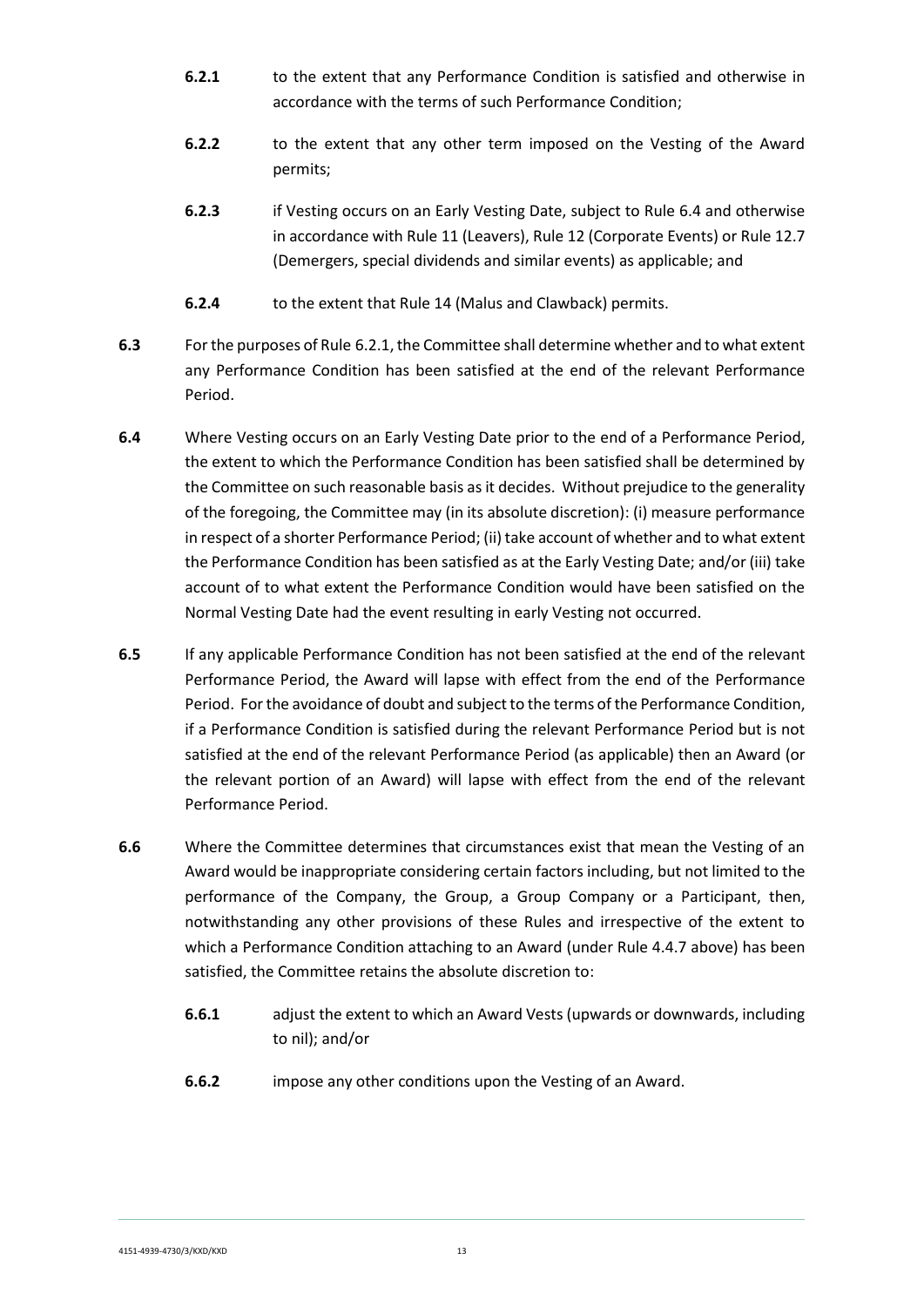**6.2.1** to the extent that any Performance Condition is satisfied and otherwise in accordance with the terms of such Performance Condition;

**6.2.2** to the extent that any other term imposed on the Vesting of the Award permits;

**6.2.3** if Vesting occurs on an Early Vesting Date, subject to Rule 6.4 and otherwise in accordance with Rule 11 (Leavers), Rule 12 (Corporate Events) or Rule 12.7 (Demergers, special dividends and similar events) as applicable; and

**6.2.4** to the extent that Rule 14 (Malus and Clawback) permits.

**6.3** For the purposes of Rule 6.2.1, the Committee shall determine whether and to what extent any Performance Condition has been satisfied at the end of the relevant Performance Period.

**6.4** Where Vesting occurs on an Early Vesting Date prior to the end of a Performance Period, the extent to which the Performance Condition has been satisfied shall be determined by the Committee on such reasonable basis as it decides. Without prejudice to the generality of the foregoing, the Committee may (in its absolute discretion): (i) measure performance in respect of a shorter Performance Period; (ii) take account of whether and to what extent the Performance Condition has been satisfied as at the Early Vesting Date; and/or (iii) take account of to what extent the Performance Condition would have been satisfied on the Normal Vesting Date had the event resulting in early Vesting not occurred.

**6.5** If any applicable Performance Condition has not been satisfied at the end of the relevant Performance Period, the Award will lapse with effect from the end of the Performance Period. For the avoidance of doubt and subject to the terms of the Performance Condition, if a Performance Condition is satisfied during the relevant Performance Period but is not satisfied at the end of the relevant Performance Period (as applicable) then an Award (or the relevant portion of an Award) will lapse with effect from the end of the relevant Performance Period.

**6.6** Where the Committee determines that circumstances exist that mean the Vesting of an Award would be inappropriate considering certain factors including, but not limited to the performance of the Company, the Group, a Group Company or a Participant, then, notwithstanding any other provisions of these Rules and irrespective of the extent to which a Performance Condition attaching to an Award (under Rule 4.4.7 above) has been satisfied, the Committee retains the absolute discretion to:

**6.6.1** adjust the extent to which an Award Vests (upwards or downwards, including to nil); and/or

**6.6.2** impose any other conditions upon the Vesting of an Award.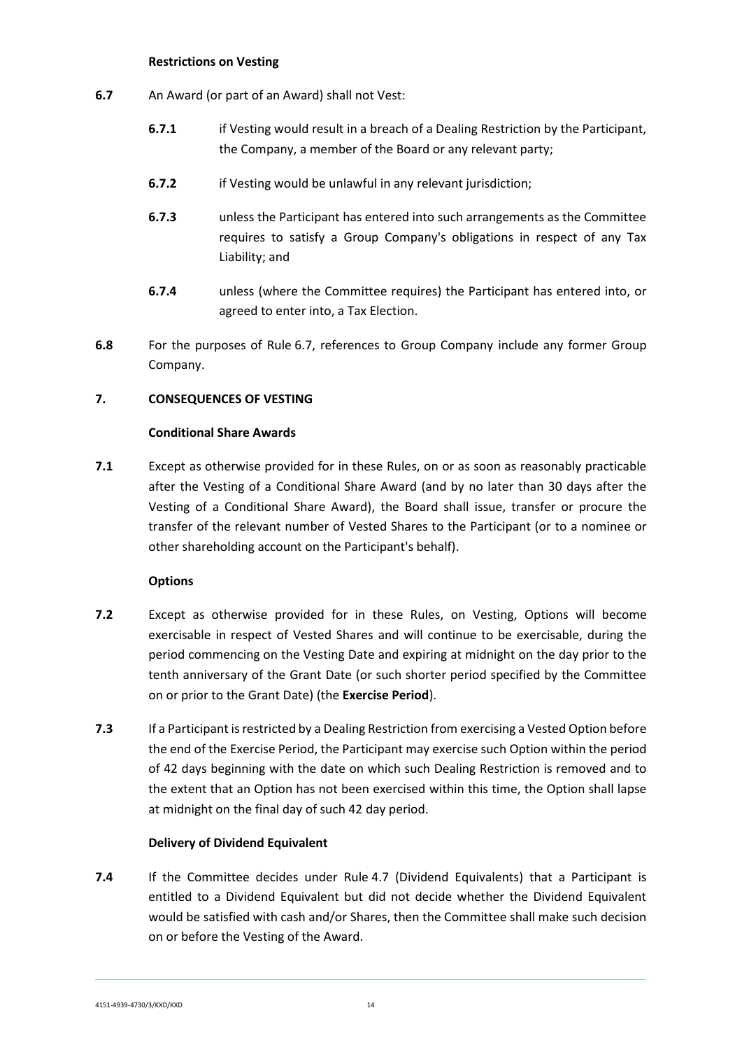**Restrictions on Vesting**

**6.7** An Award (or part of an Award) shall not Vest:

**6.7.1** if Vesting would result in a breach of a Dealing Restriction by the Participant, the Company, a member of the Board or any relevant party;

**6.7.2** if Vesting would be unlawful in any relevant jurisdiction;

**6.7.3** unless the Participant has entered into such arrangements as the Committee requires to satisfy a Group Company's obligations in respect of any Tax Liability; and

**6.7.4** unless (where the Committee requires) the Participant has entered into, or agreed to enter into, a Tax Election.

**6.8** For the purposes of Rule 6.7, references to Group Company include any former Group Company.

## 7. CONSEQUENCES OF VESTING

**Conditional Share Awards**

**7.1** Except as otherwise provided for in these Rules, on or as soon as reasonably practicable after the Vesting of a Conditional Share Award (and by no later than 30 days after the Vesting of a Conditional Share Award), the Board shall issue, transfer or procure the transfer of the relevant number of Vested Shares to the Participant (or to a nominee or other shareholding account on the Participant's behalf).

**Options**

**7.2** Except as otherwise provided for in these Rules, on Vesting, Options will become exercisable in respect of Vested Shares and will continue to be exercisable, during the period commencing on the Vesting Date and expiring at midnight on the day prior to the tenth anniversary of the Grant Date (or such shorter period specified by the Committee on or prior to the Grant Date) (the **Exercise Period**).

**7.3** If a Participant is restricted by a Dealing Restriction from exercising a Vested Option before the end of the Exercise Period, the Participant may exercise such Option within the period of 42 days beginning with the date on which such Dealing Restriction is removed and to the extent that an Option has not been exercised within this time, the Option shall lapse at midnight on the final day of such 42 day period.

**Delivery of Dividend Equivalent**

**7.4** If the Committee decides under Rule 4.7 (Dividend Equivalents) that a Participant is entitled to a Dividend Equivalent but did not decide whether the Dividend Equivalent would be satisfied with cash and/or Shares, then the Committee shall make such decision on or before the Vesting of the Award.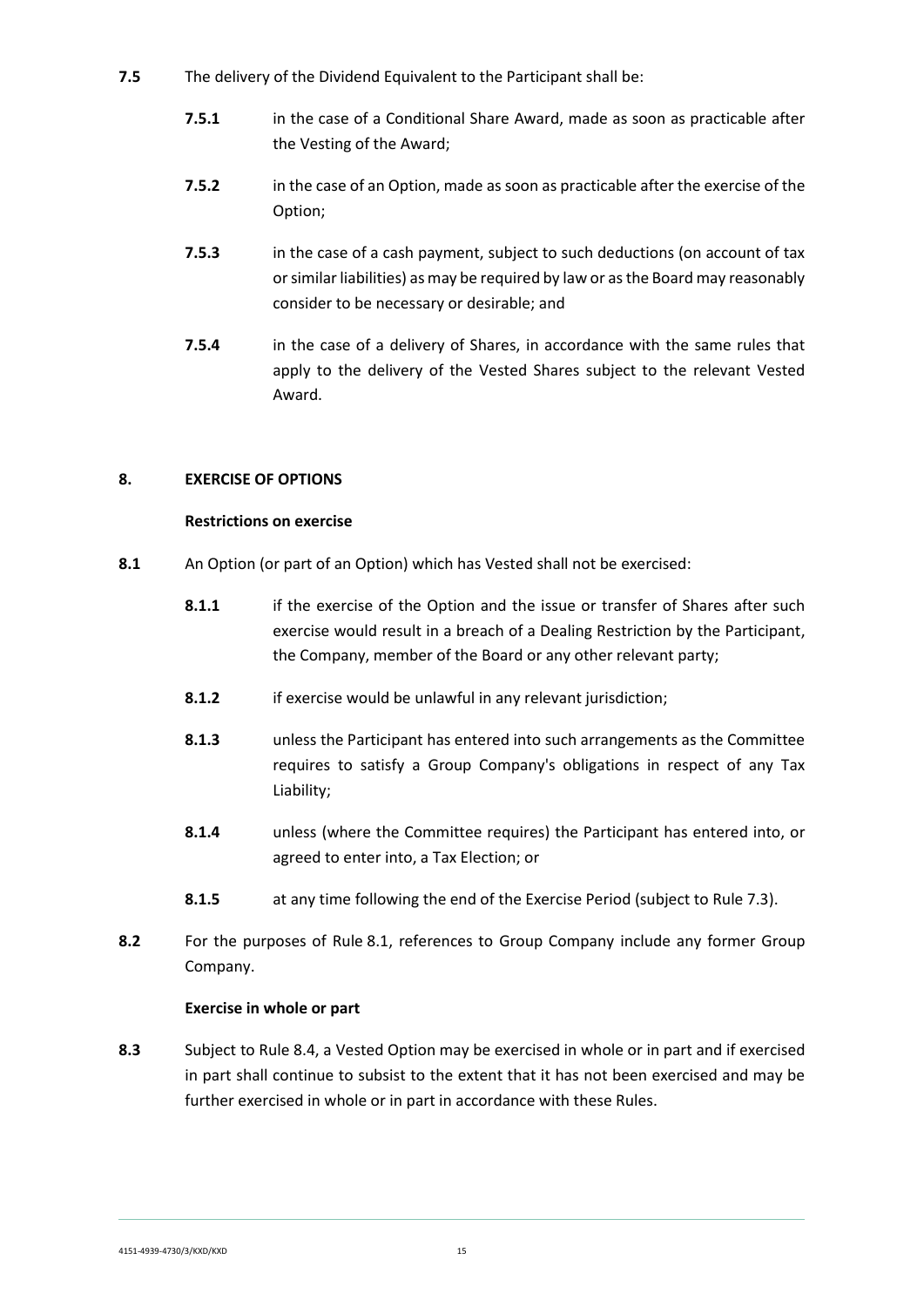**7.5** The delivery of the Dividend Equivalent to the Participant shall be:

**7.5.1** in the case of a Conditional Share Award, made as soon as practicable after the Vesting of the Award;

**7.5.2** in the case of an Option, made as soon as practicable after the exercise of the Option;

**7.5.3** in the case of a cash payment, subject to such deductions (on account of tax or similar liabilities) as may be required by law or as the Board may reasonably consider to be necessary or desirable; and

**7.5.4** in the case of a delivery of Shares, in accordance with the same rules that apply to the delivery of the Vested Shares subject to the relevant Vested Award.

## 8. EXERCISE OF OPTIONS

### Restrictions on exercise

**8.1** An Option (or part of an Option) which has Vested shall not be exercised:

**8.1.1** if the exercise of the Option and the issue or transfer of Shares after such exercise would result in a breach of a Dealing Restriction by the Participant, the Company, member of the Board or any other relevant party;

**8.1.2** if exercise would be unlawful in any relevant jurisdiction;

**8.1.3** unless the Participant has entered into such arrangements as the Committee requires to satisfy a Group Company's obligations in respect of any Tax Liability;

**8.1.4** unless (where the Committee requires) the Participant has entered into, or agreed to enter into, a Tax Election; or

**8.1.5** at any time following the end of the Exercise Period (subject to Rule 7.3).

**8.2** For the purposes of Rule 8.1, references to Group Company include any former Group Company.

### Exercise in whole or part

**8.3** Subject to Rule 8.4, a Vested Option may be exercised in whole or in part and if exercised in part shall continue to subsist to the extent that it has not been exercised and may be further exercised in whole or in part in accordance with these Rules.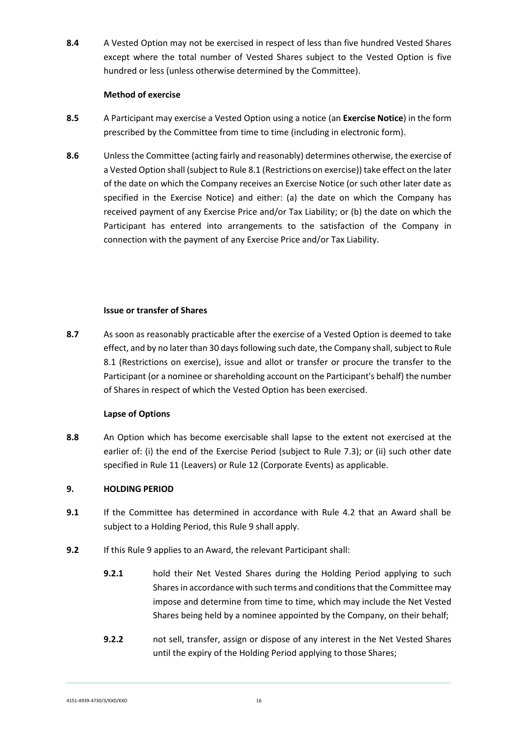**8.4** A Vested Option may not be exercised in respect of less than five hundred Vested Shares except where the total number of Vested Shares subject to the Vested Option is five hundred or less (unless otherwise determined by the Committee).

**Method of exercise**

**8.5** A Participant may exercise a Vested Option using a notice (an **Exercise Notice**) in the form prescribed by the Committee from time to time (including in electronic form).

**8.6** Unless the Committee (acting fairly and reasonably) determines otherwise, the exercise of a Vested Option shall (subject to Rule 8.1 (Restrictions on exercise)) take effect on the later of the date on which the Company receives an Exercise Notice (or such other later date as specified in the Exercise Notice) and either: (a) the date on which the Company has received payment of any Exercise Price and/or Tax Liability; or (b) the date on which the Participant has entered into arrangements to the satisfaction of the Company in connection with the payment of any Exercise Price and/or Tax Liability.

**Issue or transfer of Shares**

**8.7** As soon as reasonably practicable after the exercise of a Vested Option is deemed to take effect, and by no later than 30 days following such date, the Company shall, subject to Rule 8.1 (Restrictions on exercise), issue and allot or transfer or procure the transfer to the Participant (or a nominee or shareholding account on the Participant's behalf) the number of Shares in respect of which the Vested Option has been exercised.

**Lapse of Options**

**8.8** An Option which has become exercisable shall lapse to the extent not exercised at the earlier of: (i) the end of the Exercise Period (subject to Rule 7.3); or (ii) such other date specified in Rule 11 (Leavers) or Rule 12 (Corporate Events) as applicable.

## 9. HOLDING PERIOD

**9.1** If the Committee has determined in accordance with Rule 4.2 that an Award shall be subject to a Holding Period, this Rule 9 shall apply.

**9.2** If this Rule 9 applies to an Award, the relevant Participant shall:

**9.2.1** hold their Net Vested Shares during the Holding Period applying to such Shares in accordance with such terms and conditions that the Committee may impose and determine from time to time, which may include the Net Vested Shares being held by a nominee appointed by the Company, on their behalf;

**9.2.2** not sell, transfer, assign or dispose of any interest in the Net Vested Shares until the expiry of the Holding Period applying to those Shares;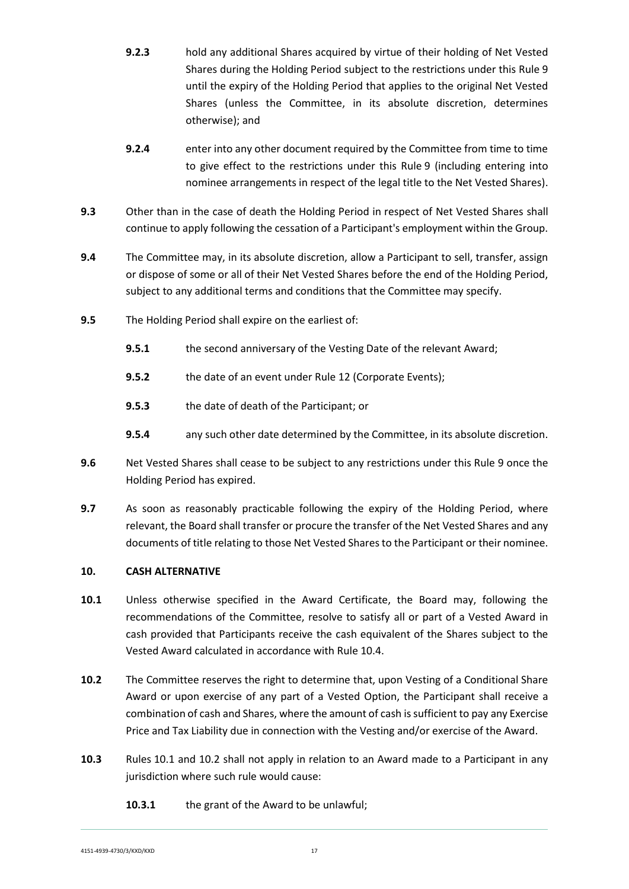**9.2.3** hold any additional Shares acquired by virtue of their holding of Net Vested Shares during the Holding Period subject to the restrictions under this Rule 9 until the expiry of the Holding Period that applies to the original Net Vested Shares (unless the Committee, in its absolute discretion, determines otherwise); and

**9.2.4** enter into any other document required by the Committee from time to time to give effect to the restrictions under this Rule 9 (including entering into nominee arrangements in respect of the legal title to the Net Vested Shares).

**9.3** Other than in the case of death the Holding Period in respect of Net Vested Shares shall continue to apply following the cessation of a Participant's employment within the Group.

**9.4** The Committee may, in its absolute discretion, allow a Participant to sell, transfer, assign or dispose of some or all of their Net Vested Shares before the end of the Holding Period, subject to any additional terms and conditions that the Committee may specify.

**9.5** The Holding Period shall expire on the earliest of:

**9.5.1** the second anniversary of the Vesting Date of the relevant Award;

**9.5.2** the date of an event under Rule 12 (Corporate Events);

**9.5.3** the date of death of the Participant; or

**9.5.4** any such other date determined by the Committee, in its absolute discretion.

**9.6** Net Vested Shares shall cease to be subject to any restrictions under this Rule 9 once the Holding Period has expired.

**9.7** As soon as reasonably practicable following the expiry of the Holding Period, where relevant, the Board shall transfer or procure the transfer of the Net Vested Shares and any documents of title relating to those Net Vested Shares to the Participant or their nominee.

## 10. CASH ALTERNATIVE

**10.1** Unless otherwise specified in the Award Certificate, the Board may, following the recommendations of the Committee, resolve to satisfy all or part of a Vested Award in cash provided that Participants receive the cash equivalent of the Shares subject to the Vested Award calculated in accordance with Rule 10.4.

**10.2** The Committee reserves the right to determine that, upon Vesting of a Conditional Share Award or upon exercise of any part of a Vested Option, the Participant shall receive a combination of cash and Shares, where the amount of cash is sufficient to pay any Exercise Price and Tax Liability due in connection with the Vesting and/or exercise of the Award.

**10.3** Rules 10.1 and 10.2 shall not apply in relation to an Award made to a Participant in any jurisdiction where such rule would cause:

**10.3.1** the grant of the Award to be unlawful;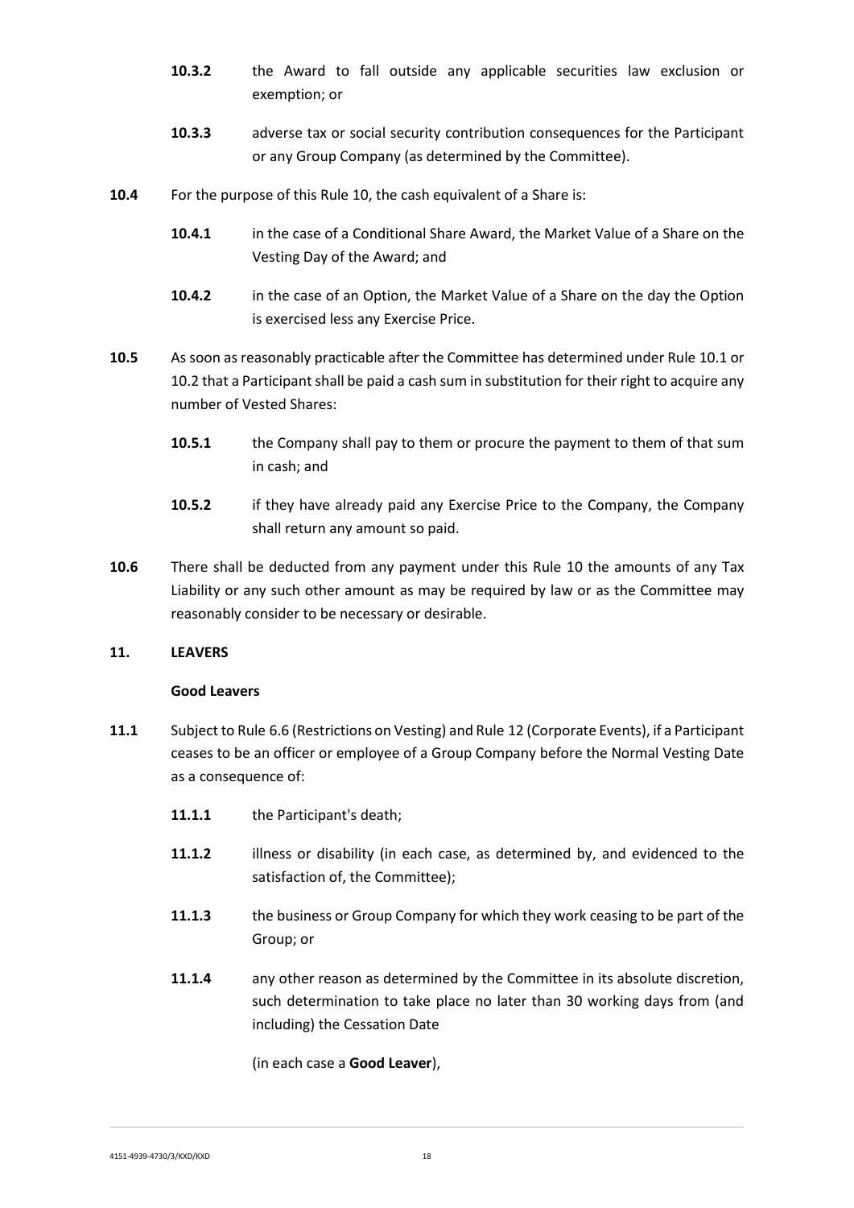**10.3.2** the Award to fall outside any applicable securities law exclusion or exemption; or

**10.3.3** adverse tax or social security contribution consequences for the Participant or any Group Company (as determined by the Committee).

**10.4** For the purpose of this Rule 10, the cash equivalent of a Share is:

**10.4.1** in the case of a Conditional Share Award, the Market Value of a Share on the Vesting Day of the Award; and

**10.4.2** in the case of an Option, the Market Value of a Share on the day the Option is exercised less any Exercise Price.

**10.5** As soon as reasonably practicable after the Committee has determined under Rule 10.1 or 10.2 that a Participant shall be paid a cash sum in substitution for their right to acquire any number of Vested Shares:

**10.5.1** the Company shall pay to them or procure the payment to them of that sum in cash; and

**10.5.2** if they have already paid any Exercise Price to the Company, the Company shall return any amount so paid.

**10.6** There shall be deducted from any payment under this Rule 10 the amounts of any Tax Liability or any such other amount as may be required by law or as the Committee may reasonably consider to be necessary or desirable.

## 11. LEAVERS

**Good Leavers**

**11.1** Subject to Rule 6.6 (Restrictions on Vesting) and Rule 12 (Corporate Events), if a Participant ceases to be an officer or employee of a Group Company before the Normal Vesting Date as a consequence of:

**11.1.1** the Participant's death;

**11.1.2** illness or disability (in each case, as determined by, and evidenced to the satisfaction of, the Committee);

**11.1.3** the business or Group Company for which they work ceasing to be part of the Group; or

**11.1.4** any other reason as determined by the Committee in its absolute discretion, such determination to take place no later than 30 working days from (and including) the Cessation Date

(in each case a **Good Leaver**),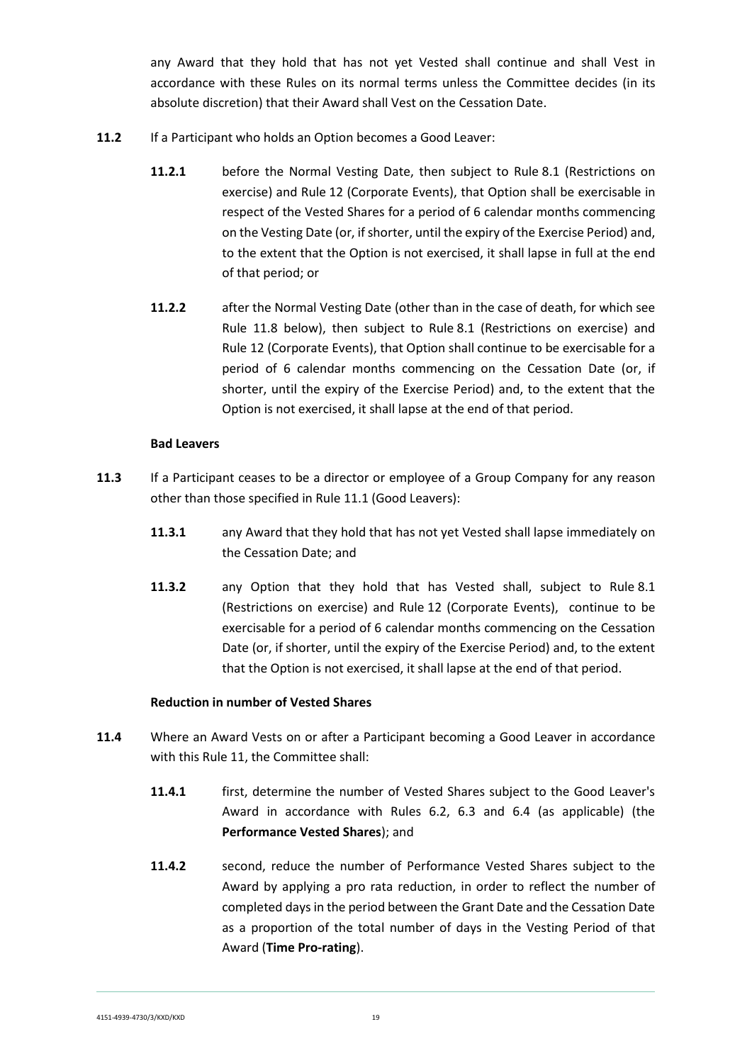any Award that they hold that has not yet Vested shall continue and shall Vest in accordance with these Rules on its normal terms unless the Committee decides (in its absolute discretion) that their Award shall Vest on the Cessation Date.

**11.2** If a Participant who holds an Option becomes a Good Leaver:

**11.2.1** before the Normal Vesting Date, then subject to Rule 8.1 (Restrictions on exercise) and Rule 12 (Corporate Events), that Option shall be exercisable in respect of the Vested Shares for a period of 6 calendar months commencing on the Vesting Date (or, if shorter, until the expiry of the Exercise Period) and, to the extent that the Option is not exercised, it shall lapse in full at the end of that period; or

**11.2.2** after the Normal Vesting Date (other than in the case of death, for which see Rule 11.8 below), then subject to Rule 8.1 (Restrictions on exercise) and Rule 12 (Corporate Events), that Option shall continue to be exercisable for a period of 6 calendar months commencing on the Cessation Date (or, if shorter, until the expiry of the Exercise Period) and, to the extent that the Option is not exercised, it shall lapse at the end of that period.

**Bad Leavers**

**11.3** If a Participant ceases to be a director or employee of a Group Company for any reason other than those specified in Rule 11.1 (Good Leavers):

**11.3.1** any Award that they hold that has not yet Vested shall lapse immediately on the Cessation Date; and

**11.3.2** any Option that they hold that has Vested shall, subject to Rule 8.1 (Restrictions on exercise) and Rule 12 (Corporate Events), continue to be exercisable for a period of 6 calendar months commencing on the Cessation Date (or, if shorter, until the expiry of the Exercise Period) and, to the extent that the Option is not exercised, it shall lapse at the end of that period.

**Reduction in number of Vested Shares**

**11.4** Where an Award Vests on or after a Participant becoming a Good Leaver in accordance with this Rule 11, the Committee shall:

**11.4.1** first, determine the number of Vested Shares subject to the Good Leaver's Award in accordance with Rules 6.2, 6.3 and 6.4 (as applicable) (the **Performance Vested Shares**); and

**11.4.2** second, reduce the number of Performance Vested Shares subject to the Award by applying a pro rata reduction, in order to reflect the number of completed days in the period between the Grant Date and the Cessation Date as a proportion of the total number of days in the Vesting Period of that Award (**Time Pro-rating**).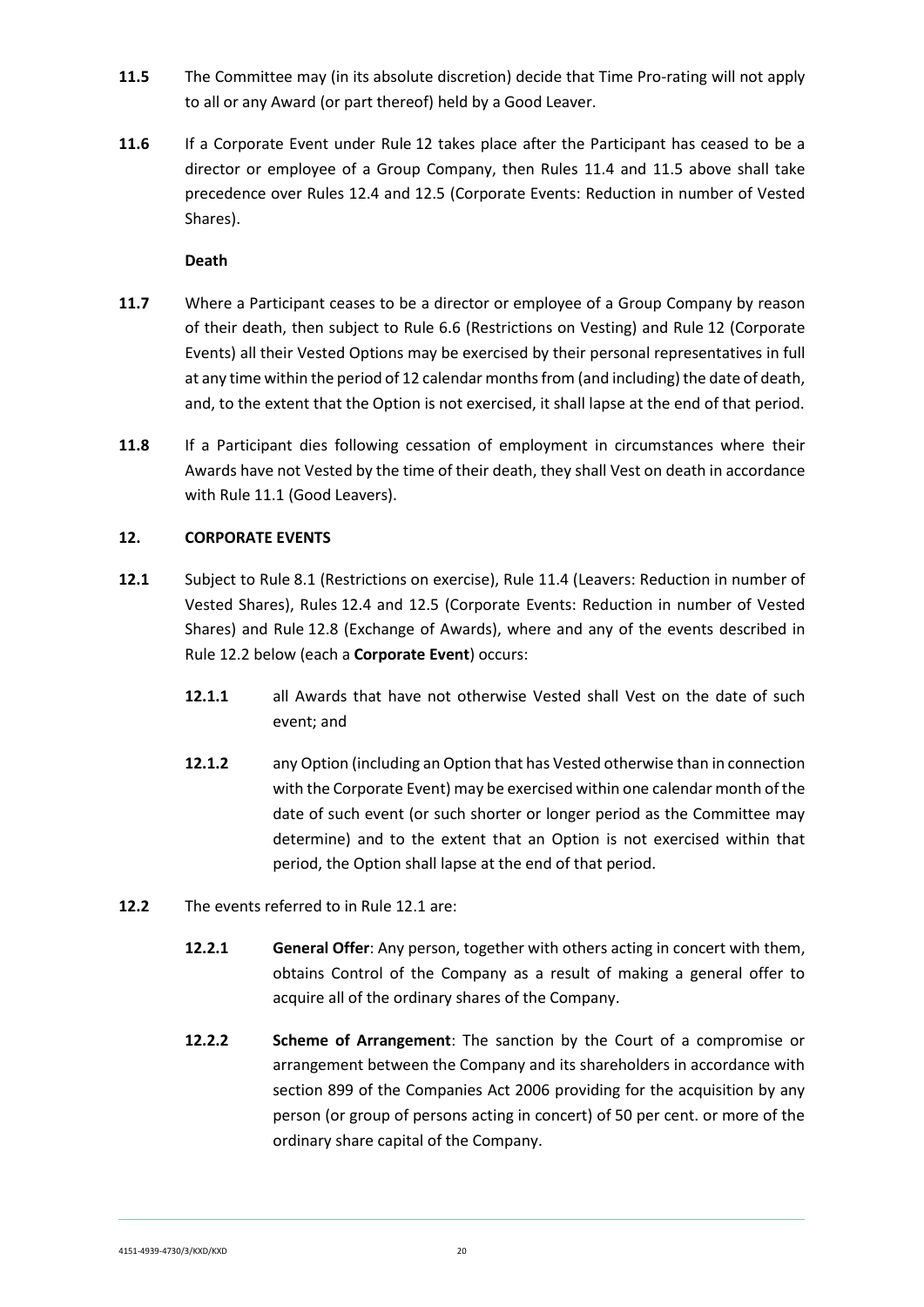**11.5** The Committee may (in its absolute discretion) decide that Time Pro-rating will not apply to all or any Award (or part thereof) held by a Good Leaver.

**11.6** If a Corporate Event under Rule 12 takes place after the Participant has ceased to be a director or employee of a Group Company, then Rules 11.4 and 11.5 above shall take precedence over Rules 12.4 and 12.5 (Corporate Events: Reduction in number of Vested Shares).

**Death**

**11.7** Where a Participant ceases to be a director or employee of a Group Company by reason of their death, then subject to Rule 6.6 (Restrictions on Vesting) and Rule 12 (Corporate Events) all their Vested Options may be exercised by their personal representatives in full at any time within the period of 12 calendar months from (and including) the date of death, and, to the extent that the Option is not exercised, it shall lapse at the end of that period.

**11.8** If a Participant dies following cessation of employment in circumstances where their Awards have not Vested by the time of their death, they shall Vest on death in accordance with Rule 11.1 (Good Leavers).

## 12. CORPORATE EVENTS

**12.1** Subject to Rule 8.1 (Restrictions on exercise), Rule 11.4 (Leavers: Reduction in number of Vested Shares), Rules 12.4 and 12.5 (Corporate Events: Reduction in number of Vested Shares) and Rule 12.8 (Exchange of Awards), where and any of the events described in Rule 12.2 below (each a **Corporate Event**) occurs:

**12.1.1** all Awards that have not otherwise Vested shall Vest on the date of such event; and

**12.1.2** any Option (including an Option that has Vested otherwise than in connection with the Corporate Event) may be exercised within one calendar month of the date of such event (or such shorter or longer period as the Committee may determine) and to the extent that an Option is not exercised within that period, the Option shall lapse at the end of that period.

**12.2** The events referred to in Rule 12.1 are:

**12.2.1** **General Offer**: Any person, together with others acting in concert with them, obtains Control of the Company as a result of making a general offer to acquire all of the ordinary shares of the Company.

**12.2.2** **Scheme of Arrangement**: The sanction by the Court of a compromise or arrangement between the Company and its shareholders in accordance with section 899 of the Companies Act 2006 providing for the acquisition by any person (or group of persons acting in concert) of 50 per cent. or more of the ordinary share capital of the Company.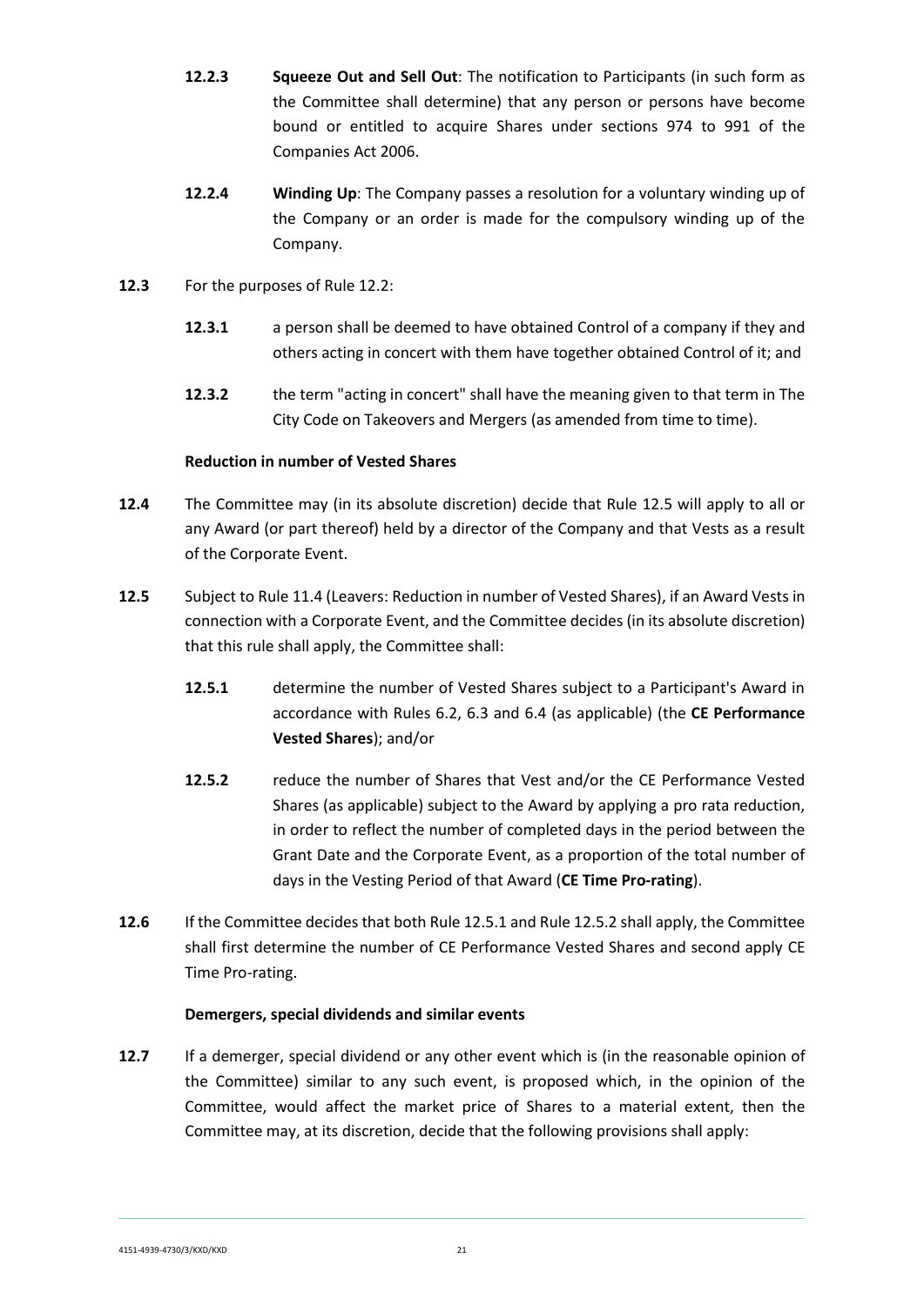**12.2.3** **Squeeze Out and Sell Out**: The notification to Participants (in such form as the Committee shall determine) that any person or persons have become bound or entitled to acquire Shares under sections 974 to 991 of the Companies Act 2006.

**12.2.4** **Winding Up**: The Company passes a resolution for a voluntary winding up of the Company or an order is made for the compulsory winding up of the Company.

**12.3** For the purposes of Rule 12.2:

**12.3.1** a person shall be deemed to have obtained Control of a company if they and others acting in concert with them have together obtained Control of it; and

**12.3.2** the term "acting in concert" shall have the meaning given to that term in The City Code on Takeovers and Mergers (as amended from time to time).

**Reduction in number of Vested Shares**

**12.4** The Committee may (in its absolute discretion) decide that Rule 12.5 will apply to all or any Award (or part thereof) held by a director of the Company and that Vests as a result of the Corporate Event.

**12.5** Subject to Rule 11.4 (Leavers: Reduction in number of Vested Shares), if an Award Vests in connection with a Corporate Event, and the Committee decides (in its absolute discretion) that this rule shall apply, the Committee shall:

**12.5.1** determine the number of Vested Shares subject to a Participant's Award in accordance with Rules 6.2, 6.3 and 6.4 (as applicable) (the **CE Performance Vested Shares**); and/or

**12.5.2** reduce the number of Shares that Vest and/or the CE Performance Vested Shares (as applicable) subject to the Award by applying a pro rata reduction, in order to reflect the number of completed days in the period between the Grant Date and the Corporate Event, as a proportion of the total number of days in the Vesting Period of that Award (**CE Time Pro-rating**).

**12.6** If the Committee decides that both Rule 12.5.1 and Rule 12.5.2 shall apply, the Committee shall first determine the number of CE Performance Vested Shares and second apply CE Time Pro-rating.

**Demergers, special dividends and similar events**

**12.7** If a demerger, special dividend or any other event which is (in the reasonable opinion of the Committee) similar to any such event, is proposed which, in the opinion of the Committee, would affect the market price of Shares to a material extent, then the Committee may, at its discretion, decide that the following provisions shall apply: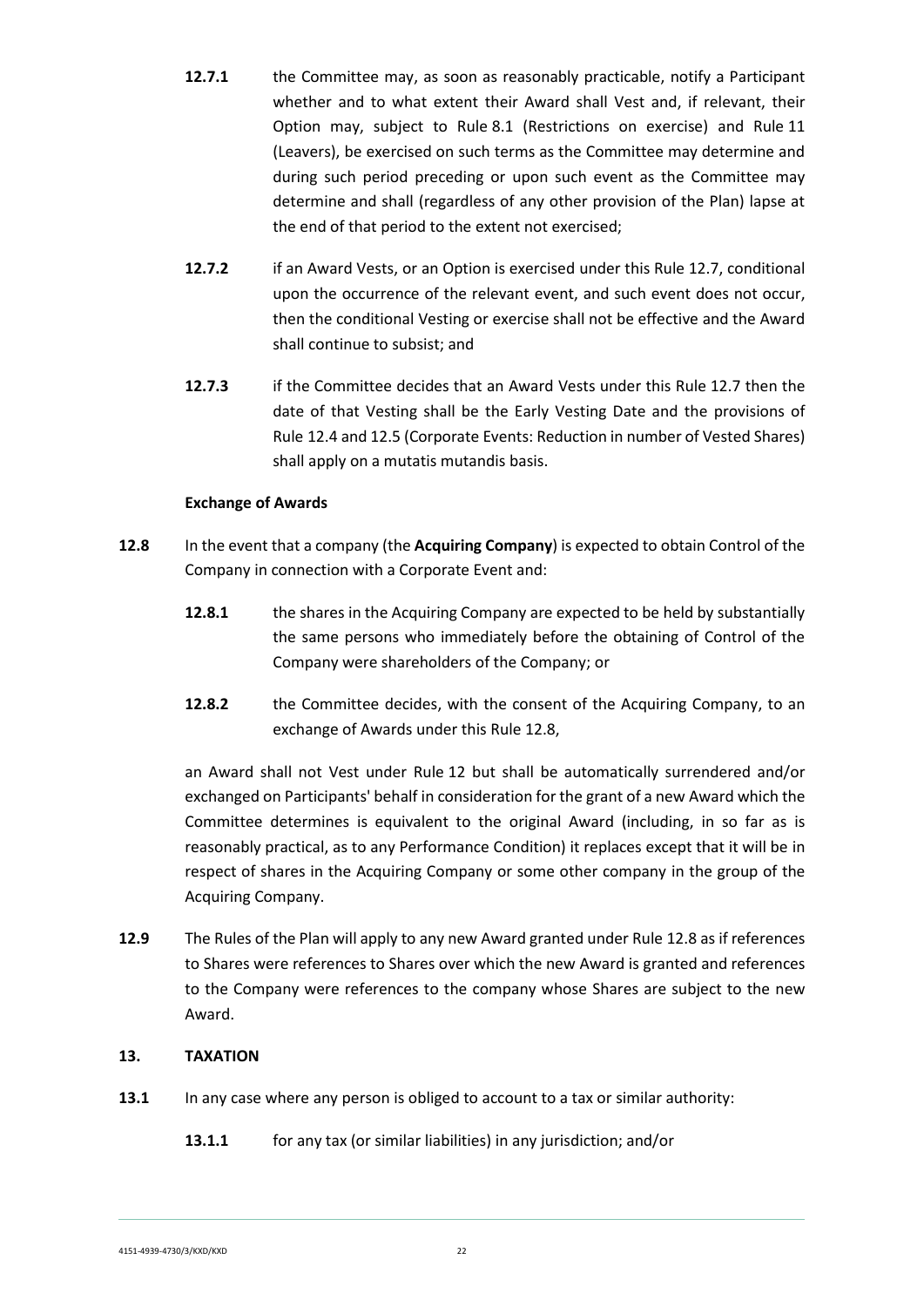**12.7.1** the Committee may, as soon as reasonably practicable, notify a Participant whether and to what extent their Award shall Vest and, if relevant, their Option may, subject to Rule 8.1 (Restrictions on exercise) and Rule 11 (Leavers), be exercised on such terms as the Committee may determine and during such period preceding or upon such event as the Committee may determine and shall (regardless of any other provision of the Plan) lapse at the end of that period to the extent not exercised;

**12.7.2** if an Award Vests, or an Option is exercised under this Rule 12.7, conditional upon the occurrence of the relevant event, and such event does not occur, then the conditional Vesting or exercise shall not be effective and the Award shall continue to subsist; and

**12.7.3** if the Committee decides that an Award Vests under this Rule 12.7 then the date of that Vesting shall be the Early Vesting Date and the provisions of Rule 12.4 and 12.5 (Corporate Events: Reduction in number of Vested Shares) shall apply on a mutatis mutandis basis.

**Exchange of Awards**

**12.8** In the event that a company (the **Acquiring Company**) is expected to obtain Control of the Company in connection with a Corporate Event and:

**12.8.1** the shares in the Acquiring Company are expected to be held by substantially the same persons who immediately before the obtaining of Control of the Company were shareholders of the Company; or

**12.8.2** the Committee decides, with the consent of the Acquiring Company, to an exchange of Awards under this Rule 12.8,

an Award shall not Vest under Rule 12 but shall be automatically surrendered and/or exchanged on Participants' behalf in consideration for the grant of a new Award which the Committee determines is equivalent to the original Award (including, in so far as is reasonably practical, as to any Performance Condition) it replaces except that it will be in respect of shares in the Acquiring Company or some other company in the group of the Acquiring Company.

**12.9** The Rules of the Plan will apply to any new Award granted under Rule 12.8 as if references to Shares were references to Shares over which the new Award is granted and references to the Company were references to the company whose Shares are subject to the new Award.

## 13. TAXATION

**13.1** In any case where any person is obliged to account to a tax or similar authority:

**13.1.1** for any tax (or similar liabilities) in any jurisdiction; and/or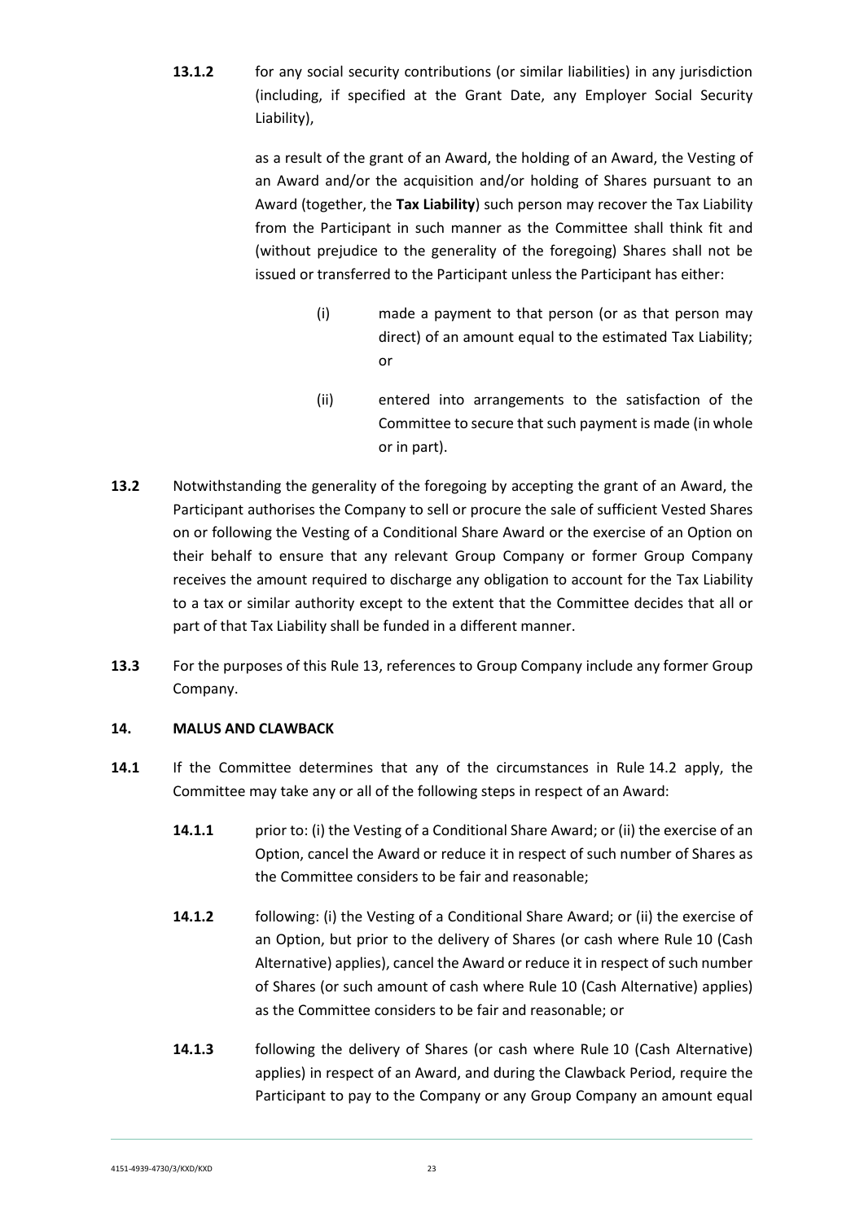**13.1.2** for any social security contributions (or similar liabilities) in any jurisdiction (including, if specified at the Grant Date, any Employer Social Security Liability),

as a result of the grant of an Award, the holding of an Award, the Vesting of an Award and/or the acquisition and/or holding of Shares pursuant to an Award (together, the **Tax Liability**) such person may recover the Tax Liability from the Participant in such manner as the Committee shall think fit and (without prejudice to the generality of the foregoing) Shares shall not be issued or transferred to the Participant unless the Participant has either:

(i) made a payment to that person (or as that person may direct) of an amount equal to the estimated Tax Liability; or

(ii) entered into arrangements to the satisfaction of the Committee to secure that such payment is made (in whole or in part).

**13.2** Notwithstanding the generality of the foregoing by accepting the grant of an Award, the Participant authorises the Company to sell or procure the sale of sufficient Vested Shares on or following the Vesting of a Conditional Share Award or the exercise of an Option on their behalf to ensure that any relevant Group Company or former Group Company receives the amount required to discharge any obligation to account for the Tax Liability to a tax or similar authority except to the extent that the Committee decides that all or part of that Tax Liability shall be funded in a different manner.

**13.3** For the purposes of this Rule 13, references to Group Company include any former Group Company.

## 14. MALUS AND CLAWBACK

**14.1** If the Committee determines that any of the circumstances in Rule 14.2 apply, the Committee may take any or all of the following steps in respect of an Award:

**14.1.1** prior to: (i) the Vesting of a Conditional Share Award; or (ii) the exercise of an Option, cancel the Award or reduce it in respect of such number of Shares as the Committee considers to be fair and reasonable;

**14.1.2** following: (i) the Vesting of a Conditional Share Award; or (ii) the exercise of an Option, but prior to the delivery of Shares (or cash where Rule 10 (Cash Alternative) applies), cancel the Award or reduce it in respect of such number of Shares (or such amount of cash where Rule 10 (Cash Alternative) applies) as the Committee considers to be fair and reasonable; or

**14.1.3** following the delivery of Shares (or cash where Rule 10 (Cash Alternative) applies) in respect of an Award, and during the Clawback Period, require the Participant to pay to the Company or any Group Company an amount equal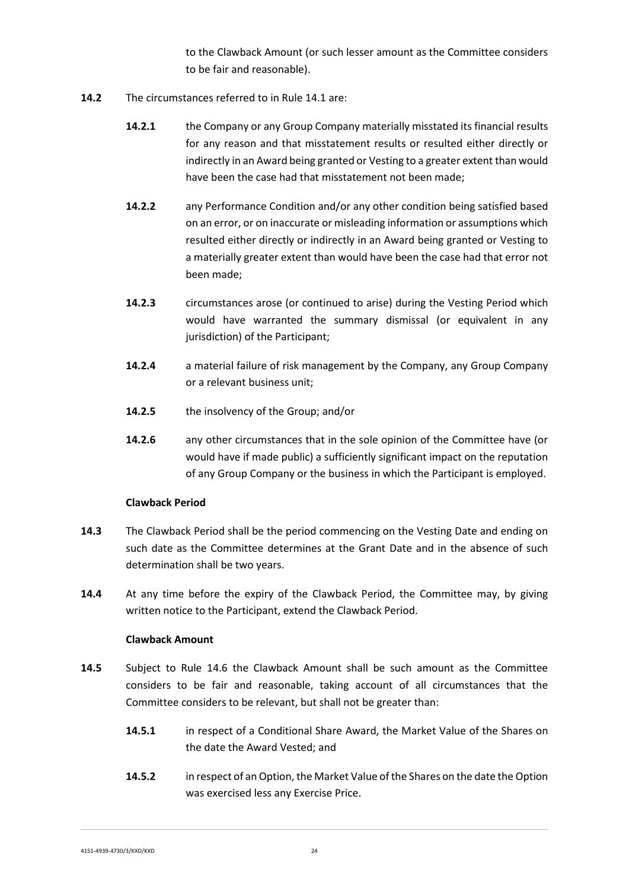to the Clawback Amount (or such lesser amount as the Committee considers to be fair and reasonable).

**14.2** The circumstances referred to in Rule 14.1 are:

**14.2.1** the Company or any Group Company materially misstated its financial results for any reason and that misstatement results or resulted either directly or indirectly in an Award being granted or Vesting to a greater extent than would have been the case had that misstatement not been made;

**14.2.2** any Performance Condition and/or any other condition being satisfied based on an error, or on inaccurate or misleading information or assumptions which resulted either directly or indirectly in an Award being granted or Vesting to a materially greater extent than would have been the case had that error not been made;

**14.2.3** circumstances arose (or continued to arise) during the Vesting Period which would have warranted the summary dismissal (or equivalent in any jurisdiction) of the Participant;

**14.2.4** a material failure of risk management by the Company, any Group Company or a relevant business unit;

**14.2.5** the insolvency of the Group; and/or

**14.2.6** any other circumstances that in the sole opinion of the Committee have (or would have if made public) a sufficiently significant impact on the reputation of any Group Company or the business in which the Participant is employed.

**Clawback Period**

**14.3** The Clawback Period shall be the period commencing on the Vesting Date and ending on such date as the Committee determines at the Grant Date and in the absence of such determination shall be two years.

**14.4** At any time before the expiry of the Clawback Period, the Committee may, by giving written notice to the Participant, extend the Clawback Period.

**Clawback Amount**

**14.5** Subject to Rule 14.6 the Clawback Amount shall be such amount as the Committee considers to be fair and reasonable, taking account of all circumstances that the Committee considers to be relevant, but shall not be greater than:

**14.5.1** in respect of a Conditional Share Award, the Market Value of the Shares on the date the Award Vested; and

**14.5.2** in respect of an Option, the Market Value of the Shares on the date the Option was exercised less any Exercise Price.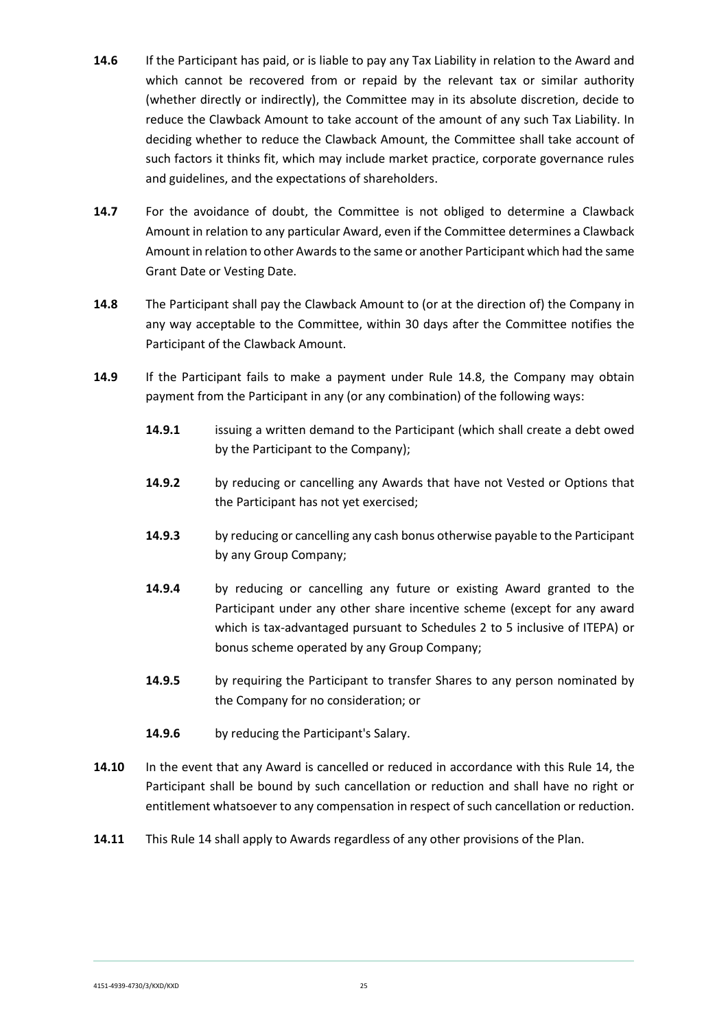**14.6** If the Participant has paid, or is liable to pay any Tax Liability in relation to the Award and which cannot be recovered from or repaid by the relevant tax or similar authority (whether directly or indirectly), the Committee may in its absolute discretion, decide to reduce the Clawback Amount to take account of the amount of any such Tax Liability. In deciding whether to reduce the Clawback Amount, the Committee shall take account of such factors it thinks fit, which may include market practice, corporate governance rules and guidelines, and the expectations of shareholders.

**14.7** For the avoidance of doubt, the Committee is not obliged to determine a Clawback Amount in relation to any particular Award, even if the Committee determines a Clawback Amount in relation to other Awards to the same or another Participant which had the same Grant Date or Vesting Date.

**14.8** The Participant shall pay the Clawback Amount to (or at the direction of) the Company in any way acceptable to the Committee, within 30 days after the Committee notifies the Participant of the Clawback Amount.

**14.9** If the Participant fails to make a payment under Rule 14.8, the Company may obtain payment from the Participant in any (or any combination) of the following ways:

**14.9.1** issuing a written demand to the Participant (which shall create a debt owed by the Participant to the Company);

**14.9.2** by reducing or cancelling any Awards that have not Vested or Options that the Participant has not yet exercised;

**14.9.3** by reducing or cancelling any cash bonus otherwise payable to the Participant by any Group Company;

**14.9.4** by reducing or cancelling any future or existing Award granted to the Participant under any other share incentive scheme (except for any award which is tax-advantaged pursuant to Schedules 2 to 5 inclusive of ITEPA) or bonus scheme operated by any Group Company;

**14.9.5** by requiring the Participant to transfer Shares to any person nominated by the Company for no consideration; or

**14.9.6** by reducing the Participant's Salary.

**14.10** In the event that any Award is cancelled or reduced in accordance with this Rule 14, the Participant shall be bound by such cancellation or reduction and shall have no right or entitlement whatsoever to any compensation in respect of such cancellation or reduction.

**14.11** This Rule 14 shall apply to Awards regardless of any other provisions of the Plan.

4151-4939-4730/3/KXD/KXD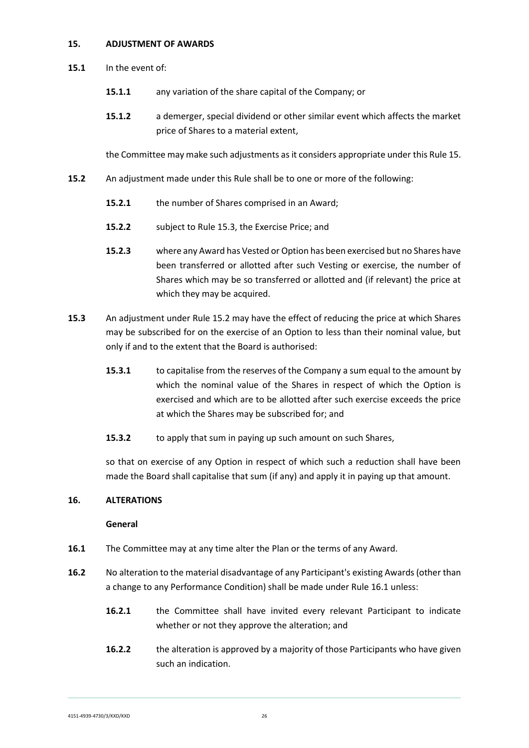## 15. ADJUSTMENT OF AWARDS

**15.1** In the event of:

**15.1.1** any variation of the share capital of the Company; or

**15.1.2** a demerger, special dividend or other similar event which affects the market price of Shares to a material extent,

the Committee may make such adjustments as it considers appropriate under this Rule 15.

**15.2** An adjustment made under this Rule shall be to one or more of the following:

**15.2.1** the number of Shares comprised in an Award;

**15.2.2** subject to Rule 15.3, the Exercise Price; and

**15.2.3** where any Award has Vested or Option has been exercised but no Shares have been transferred or allotted after such Vesting or exercise, the number of Shares which may be so transferred or allotted and (if relevant) the price at which they may be acquired.

**15.3** An adjustment under Rule 15.2 may have the effect of reducing the price at which Shares may be subscribed for on the exercise of an Option to less than their nominal value, but only if and to the extent that the Board is authorised:

**15.3.1** to capitalise from the reserves of the Company a sum equal to the amount by which the nominal value of the Shares in respect of which the Option is exercised and which are to be allotted after such exercise exceeds the price at which the Shares may be subscribed for; and

**15.3.2** to apply that sum in paying up such amount on such Shares,

so that on exercise of any Option in respect of which such a reduction shall have been made the Board shall capitalise that sum (if any) and apply it in paying up that amount.

## 16. ALTERATIONS

### General

**16.1** The Committee may at any time alter the Plan or the terms of any Award.

**16.2** No alteration to the material disadvantage of any Participant's existing Awards (other than a change to any Performance Condition) shall be made under Rule 16.1 unless:

**16.2.1** the Committee shall have invited every relevant Participant to indicate whether or not they approve the alteration; and

**16.2.2** the alteration is approved by a majority of those Participants who have given such an indication.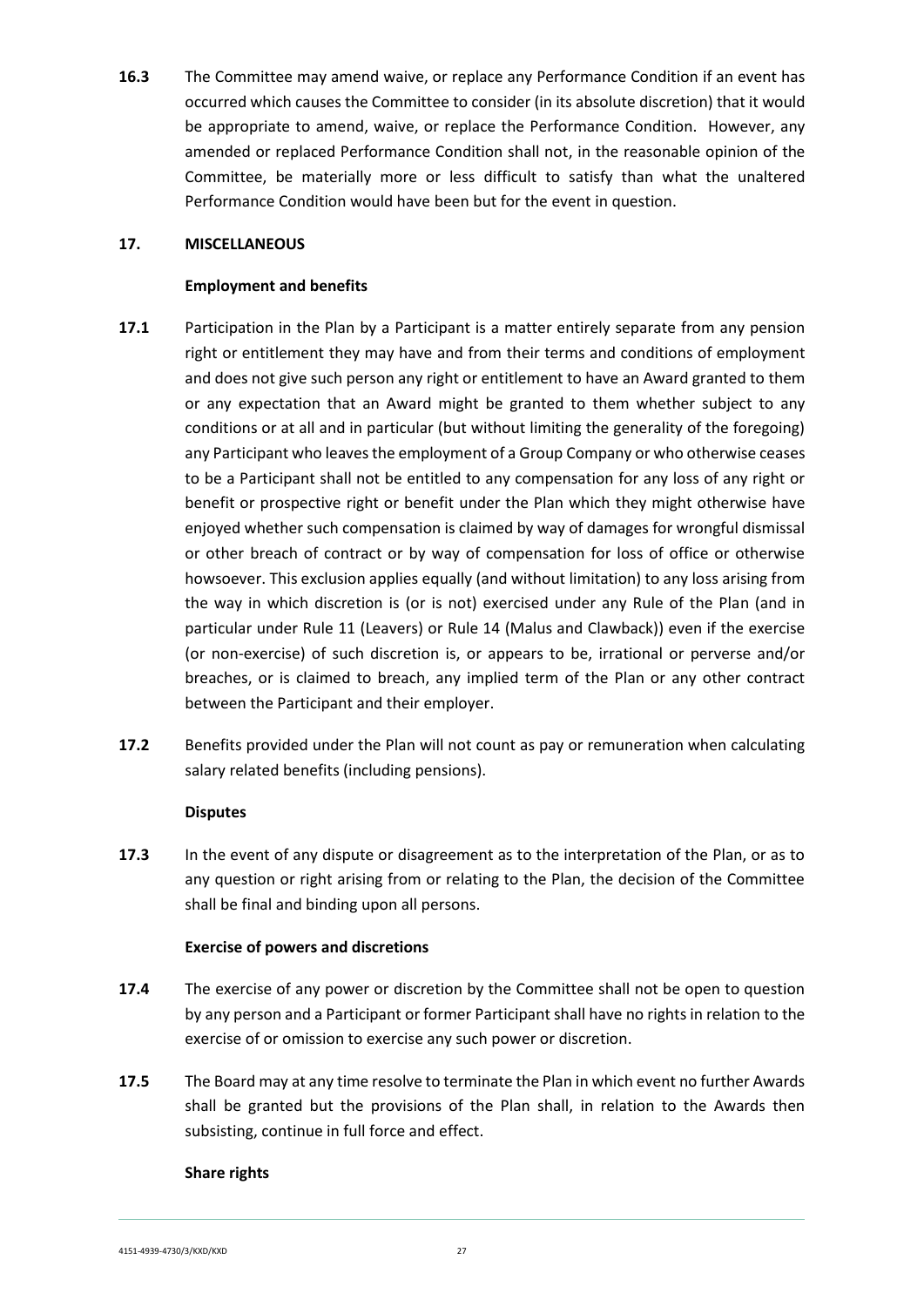**16.3** The Committee may amend waive, or replace any Performance Condition if an event has occurred which causes the Committee to consider (in its absolute discretion) that it would be appropriate to amend, waive, or replace the Performance Condition. However, any amended or replaced Performance Condition shall not, in the reasonable opinion of the Committee, be materially more or less difficult to satisfy than what the unaltered Performance Condition would have been but for the event in question.

## 17. MISCELLANEOUS

### Employment and benefits

**17.1** Participation in the Plan by a Participant is a matter entirely separate from any pension right or entitlement they may have and from their terms and conditions of employment and does not give such person any right or entitlement to have an Award granted to them or any expectation that an Award might be granted to them whether subject to any conditions or at all and in particular (but without limiting the generality of the foregoing) any Participant who leaves the employment of a Group Company or who otherwise ceases to be a Participant shall not be entitled to any compensation for any loss of any right or benefit or prospective right or benefit under the Plan which they might otherwise have enjoyed whether such compensation is claimed by way of damages for wrongful dismissal or other breach of contract or by way of compensation for loss of office or otherwise howsoever. This exclusion applies equally (and without limitation) to any loss arising from the way in which discretion is (or is not) exercised under any Rule of the Plan (and in particular under Rule 11 (Leavers) or Rule 14 (Malus and Clawback)) even if the exercise (or non-exercise) of such discretion is, or appears to be, irrational or perverse and/or breaches, or is claimed to breach, any implied term of the Plan or any other contract between the Participant and their employer.

**17.2** Benefits provided under the Plan will not count as pay or remuneration when calculating salary related benefits (including pensions).

### Disputes

**17.3** In the event of any dispute or disagreement as to the interpretation of the Plan, or as to any question or right arising from or relating to the Plan, the decision of the Committee shall be final and binding upon all persons.

### Exercise of powers and discretions

**17.4** The exercise of any power or discretion by the Committee shall not be open to question by any person and a Participant or former Participant shall have no rights in relation to the exercise of or omission to exercise any such power or discretion.

**17.5** The Board may at any time resolve to terminate the Plan in which event no further Awards shall be granted but the provisions of the Plan shall, in relation to the Awards then subsisting, continue in full force and effect.

### Share rights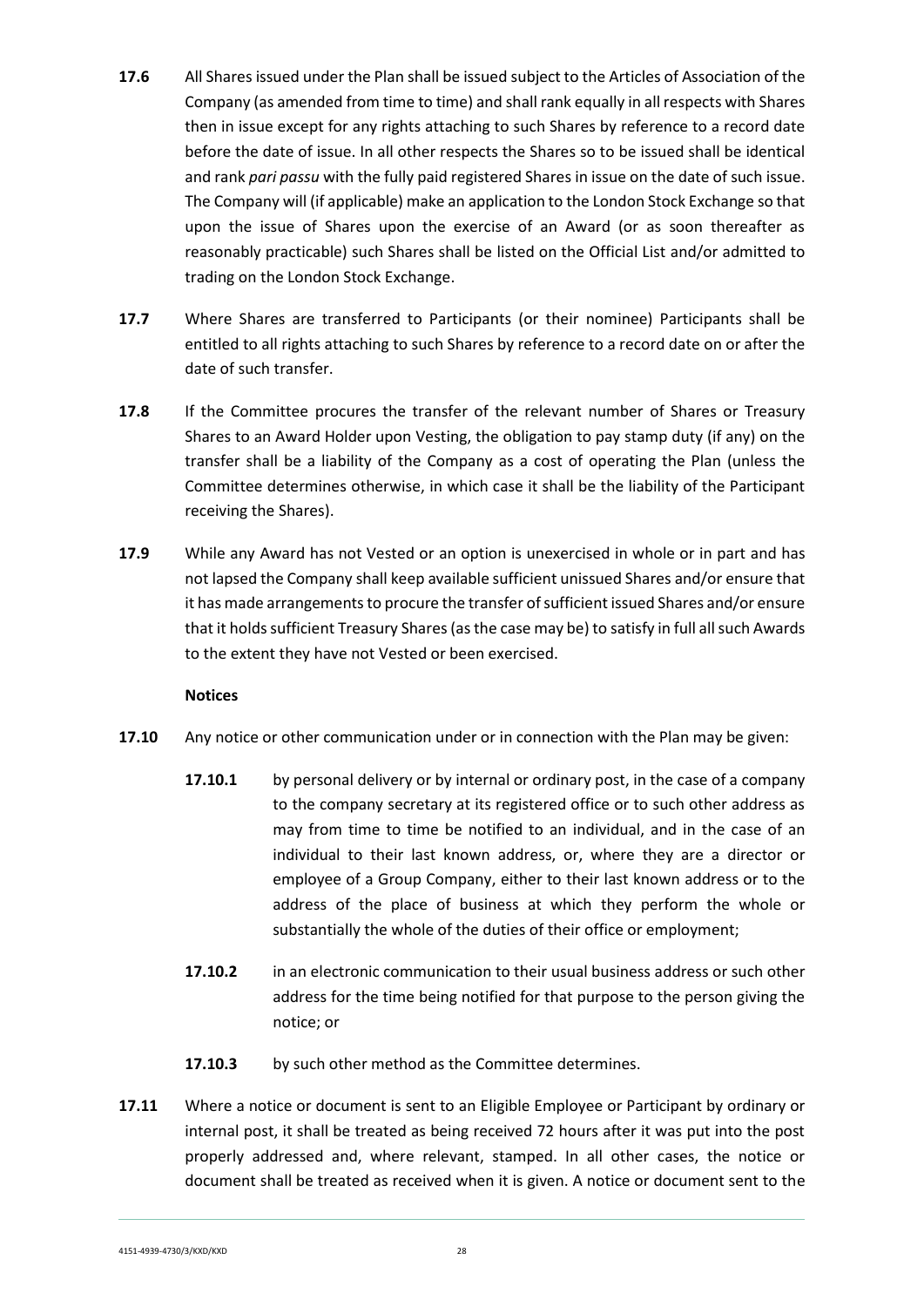**17.6** All Shares issued under the Plan shall be issued subject to the Articles of Association of the Company (as amended from time to time) and shall rank equally in all respects with Shares then in issue except for any rights attaching to such Shares by reference to a record date before the date of issue. In all other respects the Shares so to be issued shall be identical and rank *pari passu* with the fully paid registered Shares in issue on the date of such issue. The Company will (if applicable) make an application to the London Stock Exchange so that upon the issue of Shares upon the exercise of an Award (or as soon thereafter as reasonably practicable) such Shares shall be listed on the Official List and/or admitted to trading on the London Stock Exchange.

**17.7** Where Shares are transferred to Participants (or their nominee) Participants shall be entitled to all rights attaching to such Shares by reference to a record date on or after the date of such transfer.

**17.8** If the Committee procures the transfer of the relevant number of Shares or Treasury Shares to an Award Holder upon Vesting, the obligation to pay stamp duty (if any) on the transfer shall be a liability of the Company as a cost of operating the Plan (unless the Committee determines otherwise, in which case it shall be the liability of the Participant receiving the Shares).

**17.9** While any Award has not Vested or an option is unexercised in whole or in part and has not lapsed the Company shall keep available sufficient unissued Shares and/or ensure that it has made arrangements to procure the transfer of sufficient issued Shares and/or ensure that it holds sufficient Treasury Shares (as the case may be) to satisfy in full all such Awards to the extent they have not Vested or been exercised.

**Notices**

**17.10** Any notice or other communication under or in connection with the Plan may be given:

**17.10.1** by personal delivery or by internal or ordinary post, in the case of a company to the company secretary at its registered office or to such other address as may from time to time be notified to an individual, and in the case of an individual to their last known address, or, where they are a director or employee of a Group Company, either to their last known address or to the address of the place of business at which they perform the whole or substantially the whole of the duties of their office or employment;

**17.10.2** in an electronic communication to their usual business address or such other address for the time being notified for that purpose to the person giving the notice; or

**17.10.3** by such other method as the Committee determines.

**17.11** Where a notice or document is sent to an Eligible Employee or Participant by ordinary or internal post, it shall be treated as being received 72 hours after it was put into the post properly addressed and, where relevant, stamped. In all other cases, the notice or document shall be treated as received when it is given. A notice or document sent to the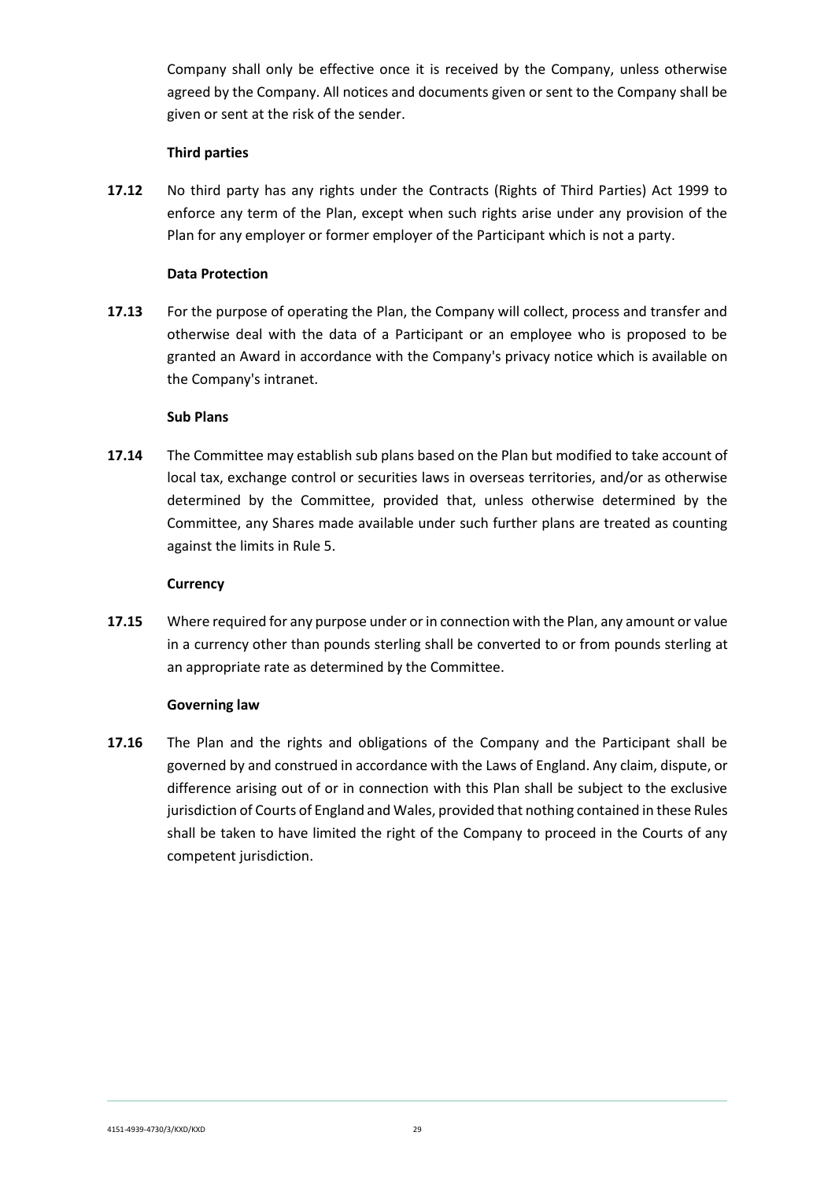Company shall only be effective once it is received by the Company, unless otherwise agreed by the Company. All notices and documents given or sent to the Company shall be given or sent at the risk of the sender.

**Third parties**

**17.12** No third party has any rights under the Contracts (Rights of Third Parties) Act 1999 to enforce any term of the Plan, except when such rights arise under any provision of the Plan for any employer or former employer of the Participant which is not a party.

**Data Protection**

**17.13** For the purpose of operating the Plan, the Company will collect, process and transfer and otherwise deal with the data of a Participant or an employee who is proposed to be granted an Award in accordance with the Company's privacy notice which is available on the Company's intranet.

**Sub Plans**

**17.14** The Committee may establish sub plans based on the Plan but modified to take account of local tax, exchange control or securities laws in overseas territories, and/or as otherwise determined by the Committee, provided that, unless otherwise determined by the Committee, any Shares made available under such further plans are treated as counting against the limits in Rule 5.

**Currency**

**17.15** Where required for any purpose under or in connection with the Plan, any amount or value in a currency other than pounds sterling shall be converted to or from pounds sterling at an appropriate rate as determined by the Committee.

**Governing law**

**17.16** The Plan and the rights and obligations of the Company and the Participant shall be governed by and construed in accordance with the Laws of England. Any claim, dispute, or difference arising out of or in connection with this Plan shall be subject to the exclusive jurisdiction of Courts of England and Wales, provided that nothing contained in these Rules shall be taken to have limited the right of the Company to proceed in the Courts of any competent jurisdiction.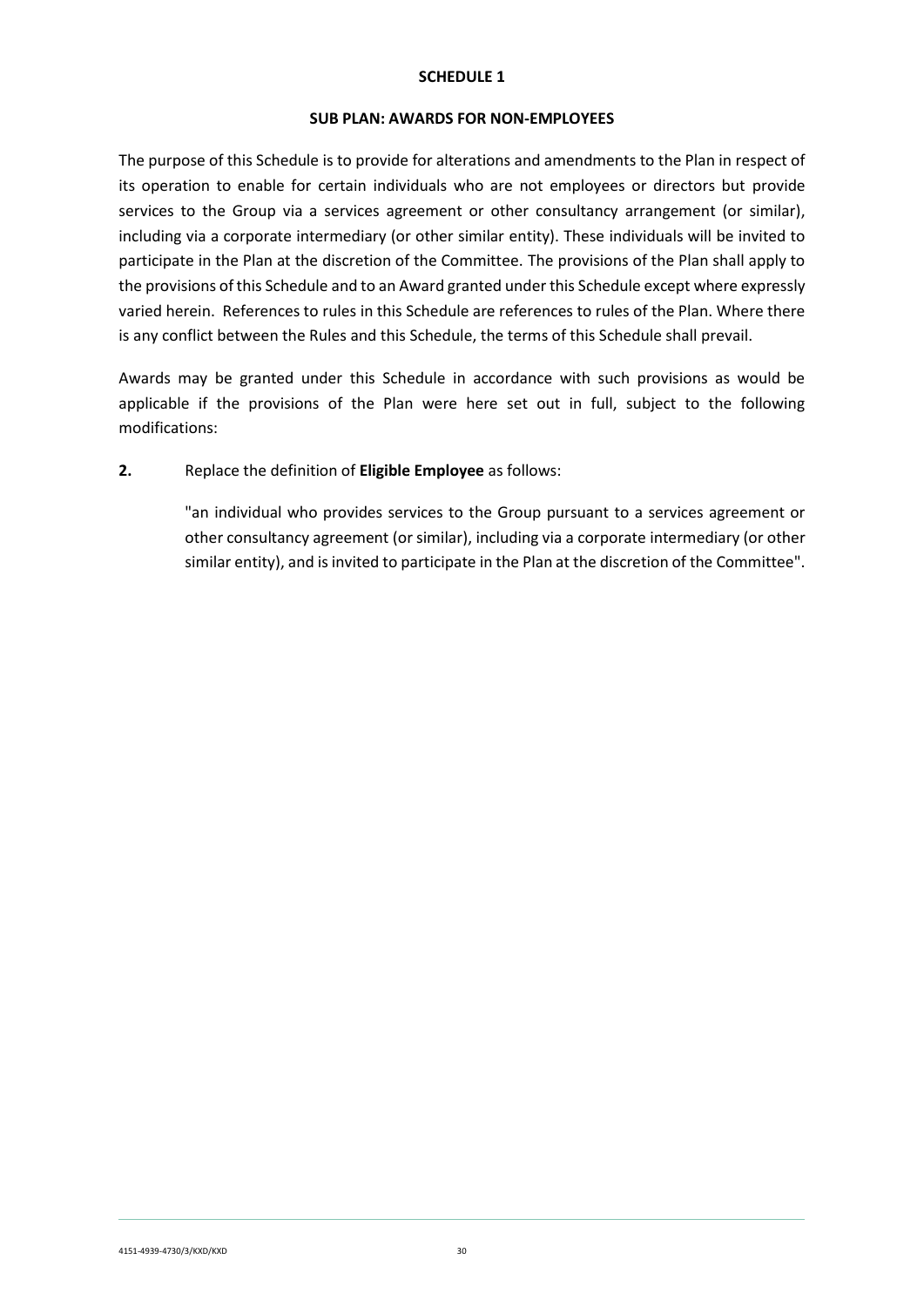# SCHEDULE 1

## SUB PLAN: AWARDS FOR NON-EMPLOYEES

The purpose of this Schedule is to provide for alterations and amendments to the Plan in respect of its operation to enable for certain individuals who are not employees or directors but provide services to the Group via a services agreement or other consultancy arrangement (or similar), including via a corporate intermediary (or other similar entity). These individuals will be invited to participate in the Plan at the discretion of the Committee. The provisions of the Plan shall apply to the provisions of this Schedule and to an Award granted under this Schedule except where expressly varied herein. References to rules in this Schedule are references to rules of the Plan. Where there is any conflict between the Rules and this Schedule, the terms of this Schedule shall prevail.

Awards may be granted under this Schedule in accordance with such provisions as would be applicable if the provisions of the Plan were here set out in full, subject to the following modifications:

**2.** Replace the definition of **Eligible Employee** as follows:

"an individual who provides services to the Group pursuant to a services agreement or other consultancy agreement (or similar), including via a corporate intermediary (or other similar entity), and is invited to participate in the Plan at the discretion of the Committee".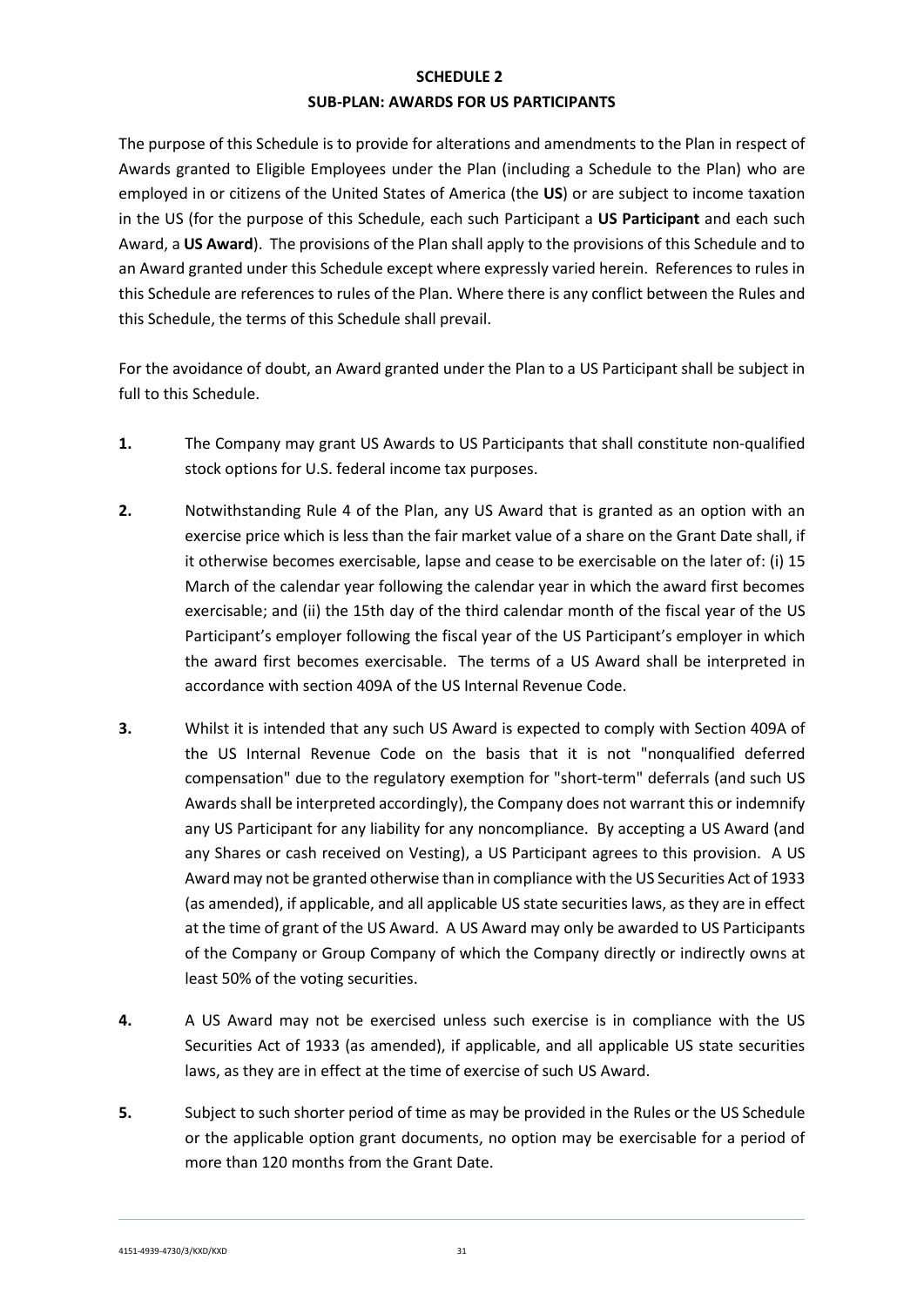# SCHEDULE 2

## SUB-PLAN: AWARDS FOR US PARTICIPANTS

The purpose of this Schedule is to provide for alterations and amendments to the Plan in respect of Awards granted to Eligible Employees under the Plan (including a Schedule to the Plan) who are employed in or citizens of the United States of America (the **US**) or are subject to income taxation in the US (for the purpose of this Schedule, each such Participant a **US Participant** and each such Award, a **US Award**). The provisions of the Plan shall apply to the provisions of this Schedule and to an Award granted under this Schedule except where expressly varied herein. References to rules in this Schedule are references to rules of the Plan. Where there is any conflict between the Rules and this Schedule, the terms of this Schedule shall prevail.

For the avoidance of doubt, an Award granted under the Plan to a US Participant shall be subject in full to this Schedule.

**1.** The Company may grant US Awards to US Participants that shall constitute non-qualified stock options for U.S. federal income tax purposes.

**2.** Notwithstanding Rule 4 of the Plan, any US Award that is granted as an option with an exercise price which is less than the fair market value of a share on the Grant Date shall, if it otherwise becomes exercisable, lapse and cease to be exercisable on the later of: (i) 15 March of the calendar year following the calendar year in which the award first becomes exercisable; and (ii) the 15th day of the third calendar month of the fiscal year of the US Participant's employer following the fiscal year of the US Participant's employer in which the award first becomes exercisable. The terms of a US Award shall be interpreted in accordance with section 409A of the US Internal Revenue Code.

**3.** Whilst it is intended that any such US Award is expected to comply with Section 409A of the US Internal Revenue Code on the basis that it is not "nonqualified deferred compensation" due to the regulatory exemption for "short-term" deferrals (and such US Awards shall be interpreted accordingly), the Company does not warrant this or indemnify any US Participant for any liability for any noncompliance. By accepting a US Award (and any Shares or cash received on Vesting), a US Participant agrees to this provision. A US Award may not be granted otherwise than in compliance with the US Securities Act of 1933 (as amended), if applicable, and all applicable US state securities laws, as they are in effect at the time of grant of the US Award. A US Award may only be awarded to US Participants of the Company or Group Company of which the Company directly or indirectly owns at least 50% of the voting securities.

**4.** A US Award may not be exercised unless such exercise is in compliance with the US Securities Act of 1933 (as amended), if applicable, and all applicable US state securities laws, as they are in effect at the time of exercise of such US Award.

**5.** Subject to such shorter period of time as may be provided in the Rules or the US Schedule or the applicable option grant documents, no option may be exercisable for a period of more than 120 months from the Grant Date.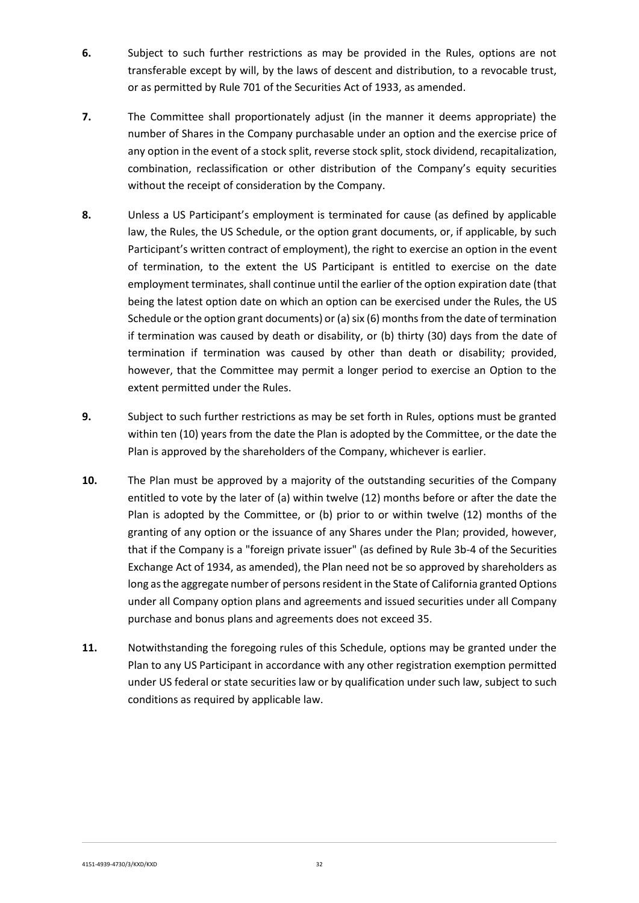**6.** Subject to such further restrictions as may be provided in the Rules, options are not transferable except by will, by the laws of descent and distribution, to a revocable trust, or as permitted by Rule 701 of the Securities Act of 1933, as amended.

**7.** The Committee shall proportionately adjust (in the manner it deems appropriate) the number of Shares in the Company purchasable under an option and the exercise price of any option in the event of a stock split, reverse stock split, stock dividend, recapitalization, combination, reclassification or other distribution of the Company's equity securities without the receipt of consideration by the Company.

**8.** Unless a US Participant's employment is terminated for cause (as defined by applicable law, the Rules, the US Schedule, or the option grant documents, or, if applicable, by such Participant's written contract of employment), the right to exercise an option in the event of termination, to the extent the US Participant is entitled to exercise on the date employment terminates, shall continue until the earlier of the option expiration date (that being the latest option date on which an option can be exercised under the Rules, the US Schedule or the option grant documents) or (a) six (6) months from the date of termination if termination was caused by death or disability, or (b) thirty (30) days from the date of termination if termination was caused by other than death or disability; provided, however, that the Committee may permit a longer period to exercise an Option to the extent permitted under the Rules.

**9.** Subject to such further restrictions as may be set forth in Rules, options must be granted within ten (10) years from the date the Plan is adopted by the Committee, or the date the Plan is approved by the shareholders of the Company, whichever is earlier.

**10.** The Plan must be approved by a majority of the outstanding securities of the Company entitled to vote by the later of (a) within twelve (12) months before or after the date the Plan is adopted by the Committee, or (b) prior to or within twelve (12) months of the granting of any option or the issuance of any Shares under the Plan; provided, however, that if the Company is a "foreign private issuer" (as defined by Rule 3b-4 of the Securities Exchange Act of 1934, as amended), the Plan need not be so approved by shareholders as long as the aggregate number of persons resident in the State of California granted Options under all Company option plans and agreements and issued securities under all Company purchase and bonus plans and agreements does not exceed 35.

**11.** Notwithstanding the foregoing rules of this Schedule, options may be granted under the Plan to any US Participant in accordance with any other registration exemption permitted under US federal or state securities law or by qualification under such law, subject to such conditions as required by applicable law.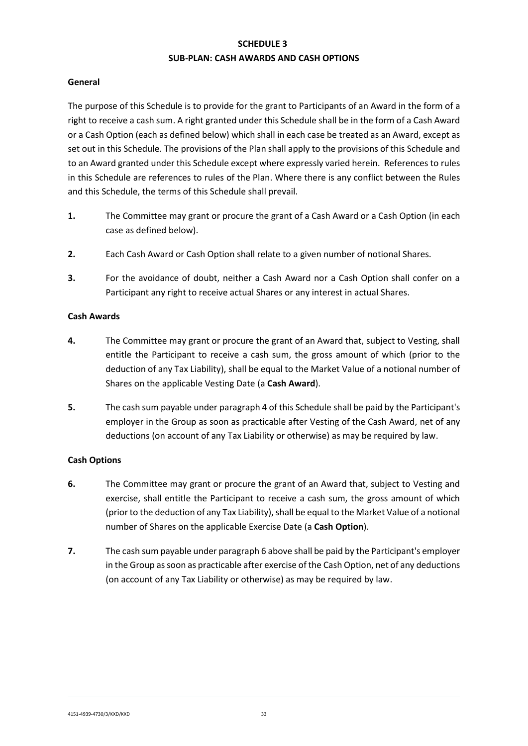# SCHEDULE 3
## SUB-PLAN: CASH AWARDS AND CASH OPTIONS

### General

The purpose of this Schedule is to provide for the grant to Participants of an Award in the form of a right to receive a cash sum. A right granted under this Schedule shall be in the form of a Cash Award or a Cash Option (each as defined below) which shall in each case be treated as an Award, except as set out in this Schedule. The provisions of the Plan shall apply to the provisions of this Schedule and to an Award granted under this Schedule except where expressly varied herein. References to rules in this Schedule are references to rules of the Plan. Where there is any conflict between the Rules and this Schedule, the terms of this Schedule shall prevail.

**1.** The Committee may grant or procure the grant of a Cash Award or a Cash Option (in each case as defined below).

**2.** Each Cash Award or Cash Option shall relate to a given number of notional Shares.

**3.** For the avoidance of doubt, neither a Cash Award nor a Cash Option shall confer on a Participant any right to receive actual Shares or any interest in actual Shares.

### Cash Awards

**4.** The Committee may grant or procure the grant of an Award that, subject to Vesting, shall entitle the Participant to receive a cash sum, the gross amount of which (prior to the deduction of any Tax Liability), shall be equal to the Market Value of a notional number of Shares on the applicable Vesting Date (a **Cash Award**).

**5.** The cash sum payable under paragraph 4 of this Schedule shall be paid by the Participant's employer in the Group as soon as practicable after Vesting of the Cash Award, net of any deductions (on account of any Tax Liability or otherwise) as may be required by law.

### Cash Options

**6.** The Committee may grant or procure the grant of an Award that, subject to Vesting and exercise, shall entitle the Participant to receive a cash sum, the gross amount of which (prior to the deduction of any Tax Liability), shall be equal to the Market Value of a notional number of Shares on the applicable Exercise Date (a **Cash Option**).

**7.** The cash sum payable under paragraph 6 above shall be paid by the Participant's employer in the Group as soon as practicable after exercise of the Cash Option, net of any deductions (on account of any Tax Liability or otherwise) as may be required by law.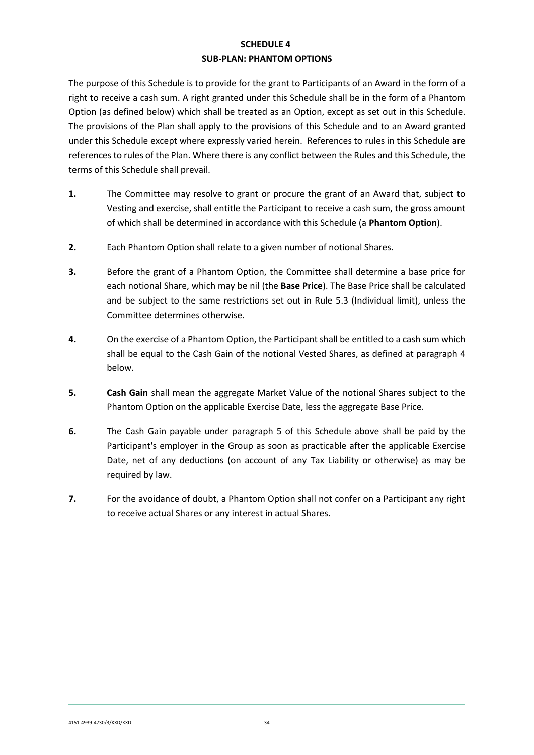# SCHEDULE 4
## SUB-PLAN: PHANTOM OPTIONS

The purpose of this Schedule is to provide for the grant to Participants of an Award in the form of a right to receive a cash sum. A right granted under this Schedule shall be in the form of a Phantom Option (as defined below) which shall be treated as an Option, except as set out in this Schedule. The provisions of the Plan shall apply to the provisions of this Schedule and to an Award granted under this Schedule except where expressly varied herein. References to rules in this Schedule are references to rules of the Plan. Where there is any conflict between the Rules and this Schedule, the terms of this Schedule shall prevail.

**1.** The Committee may resolve to grant or procure the grant of an Award that, subject to Vesting and exercise, shall entitle the Participant to receive a cash sum, the gross amount of which shall be determined in accordance with this Schedule (a **Phantom Option**).

**2.** Each Phantom Option shall relate to a given number of notional Shares.

**3.** Before the grant of a Phantom Option, the Committee shall determine a base price for each notional Share, which may be nil (the **Base Price**). The Base Price shall be calculated and be subject to the same restrictions set out in Rule 5.3 (Individual limit), unless the Committee determines otherwise.

**4.** On the exercise of a Phantom Option, the Participant shall be entitled to a cash sum which shall be equal to the Cash Gain of the notional Vested Shares, as defined at paragraph 4 below.

**5.** **Cash Gain** shall mean the aggregate Market Value of the notional Shares subject to the Phantom Option on the applicable Exercise Date, less the aggregate Base Price.

**6.** The Cash Gain payable under paragraph 5 of this Schedule above shall be paid by the Participant's employer in the Group as soon as practicable after the applicable Exercise Date, net of any deductions (on account of any Tax Liability or otherwise) as may be required by law.

**7.** For the avoidance of doubt, a Phantom Option shall not confer on a Participant any right to receive actual Shares or any interest in actual Shares.

4151-4939-4730/3/KXD/KXD